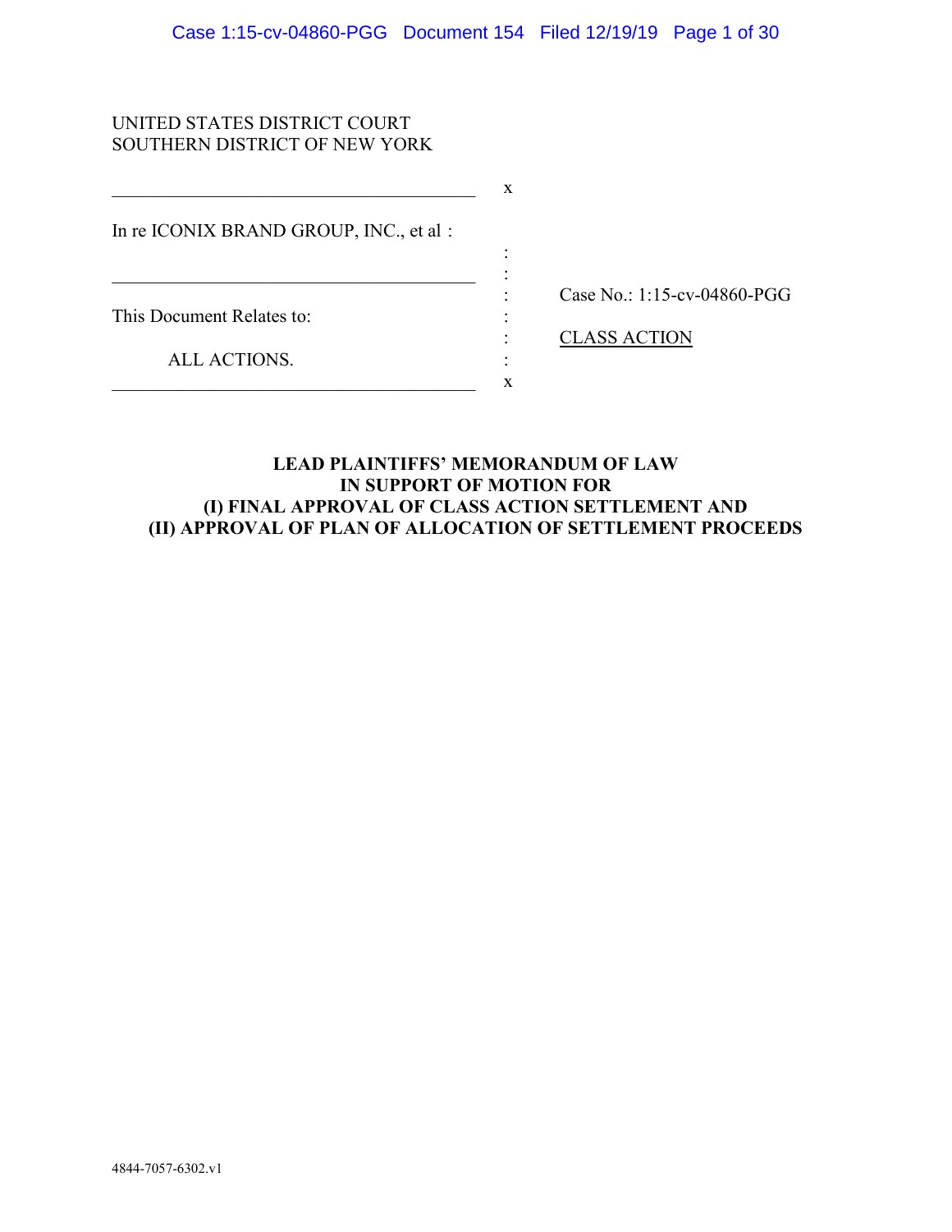UNITED STATES DISTRICT COURT
SOUTHERN DISTRICT OF NEW YORK

In re ICONIX BRAND GROUP, INC., et al :

This Document Relates to:

ALL ACTIONS.

Case No.: 1:15-cv-04860-PGG

CLASS ACTION

**LEAD PLAINTIFFS' MEMORANDUM OF LAW
IN SUPPORT OF MOTION FOR
(I) FINAL APPROVAL OF CLASS ACTION SETTLEMENT AND
(II) APPROVAL OF PLAN OF ALLOCATION OF SETTLEMENT PROCEEDS**

4844-7057-6302.v1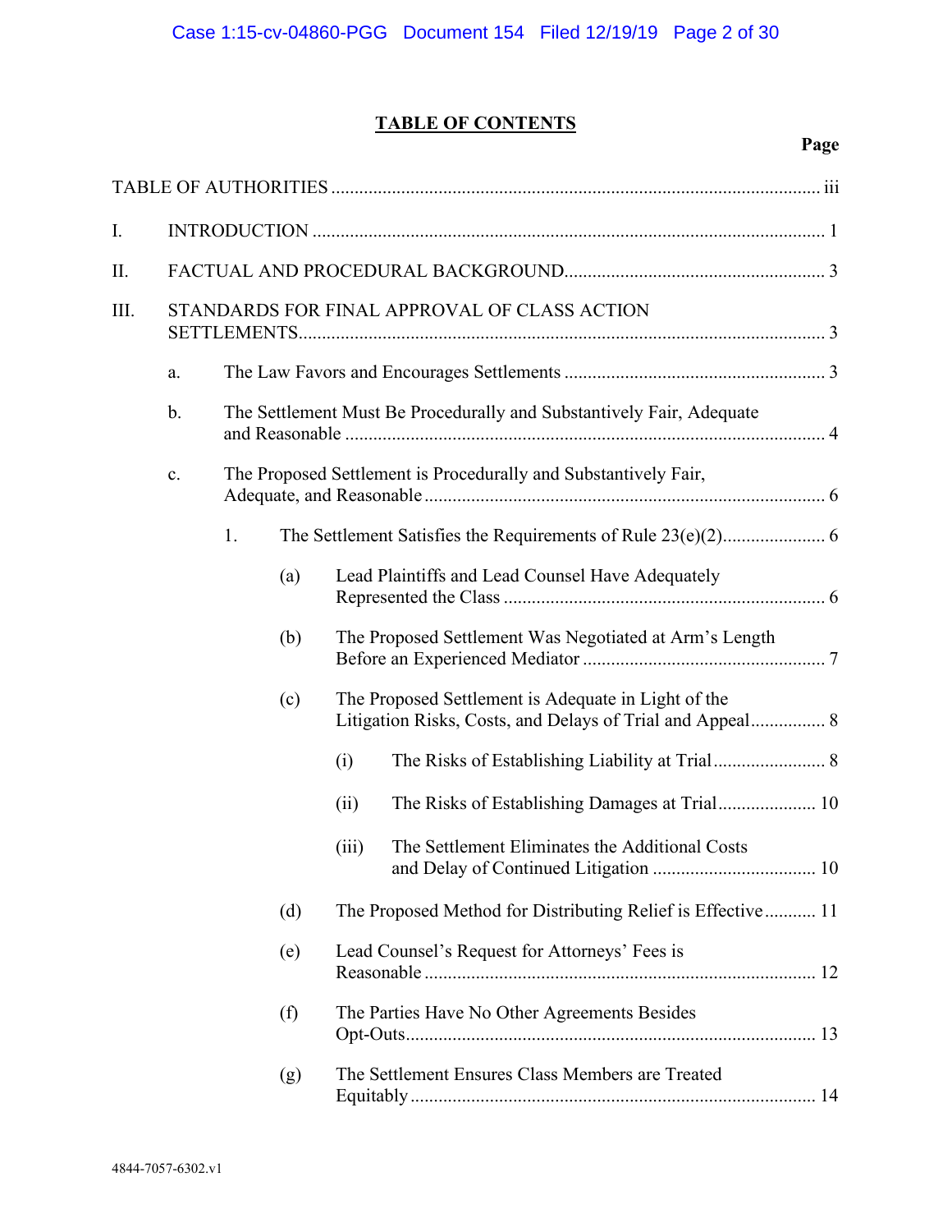# TABLE OF CONTENTS

**Page**

TABLE OF AUTHORITIES ........................................................................................................ iii

I. INTRODUCTION ............................................................................................................. 1

II. FACTUAL AND PROCEDURAL BACKGROUND........................................................ 3

III. STANDARDS FOR FINAL APPROVAL OF CLASS ACTION SETTLEMENTS................................................................................................................ 3

- a. The Law Favors and Encourages Settlements ........................................................ 3
- b. The Settlement Must Be Procedurally and Substantively Fair, Adequate and Reasonable ...................................................................................................... 4
- c. The Proposed Settlement is Procedurally and Substantively Fair, Adequate, and Reasonable ..................................................................................... 6
  - 1. The Settlement Satisfies the Requirements of Rule 23(e)(2)...................... 6
    - (a) Lead Plaintiffs and Lead Counsel Have Adequately Represented the Class .................................................................... 6
    - (b) The Proposed Settlement Was Negotiated at Arm's Length Before an Experienced Mediator .................................................... 7
    - (c) The Proposed Settlement is Adequate in Light of the Litigation Risks, Costs, and Delays of Trial and Appeal................ 8
      - (i) The Risks of Establishing Liability at Trial........................ 8
      - (ii) The Risks of Establishing Damages at Trial..................... 10
      - (iii) The Settlement Eliminates the Additional Costs and Delay of Continued Litigation .................................. 10
    - (d) The Proposed Method for Distributing Relief is Effective........... 11
    - (e) Lead Counsel's Request for Attorneys' Fees is Reasonable .................................................................................... 12
    - (f) The Parties Have No Other Agreements Besides Opt-Outs........................................................................................ 13
    - (g) The Settlement Ensures Class Members are Treated Equitably ....................................................................................... 14

4844-7057-6302.v1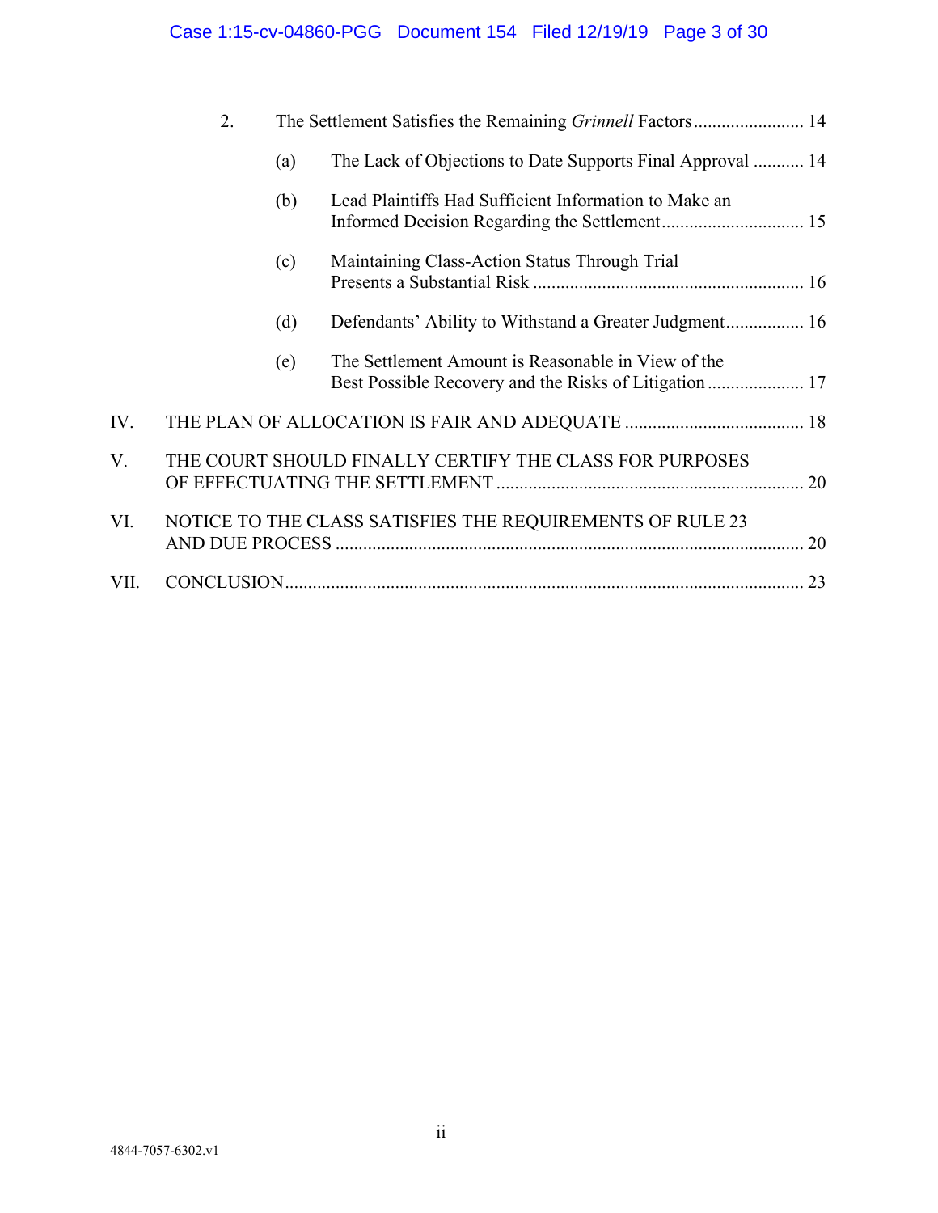2. The Settlement Satisfies the Remaining *Grinnell* Factors ........................ 14

   (a) The Lack of Objections to Date Supports Final Approval ........... 14

   (b) Lead Plaintiffs Had Sufficient Information to Make an Informed Decision Regarding the Settlement ............................... 15

   (c) Maintaining Class-Action Status Through Trial Presents a Substantial Risk ........................................................... 16

   (d) Defendants' Ability to Withstand a Greater Judgment ................. 16

   (e) The Settlement Amount is Reasonable in View of the Best Possible Recovery and the Risks of Litigation ..................... 17

IV. THE PLAN OF ALLOCATION IS FAIR AND ADEQUATE ....................................... 18

V. THE COURT SHOULD FINALLY CERTIFY THE CLASS FOR PURPOSES OF EFFECTUATING THE SETTLEMENT ................................................................... 20

VI. NOTICE TO THE CLASS SATISFIES THE REQUIREMENTS OF RULE 23 AND DUE PROCESS ...................................................................................................... 20

VII. CONCLUSION ................................................................................................................. 23

4844-7057-6302.v1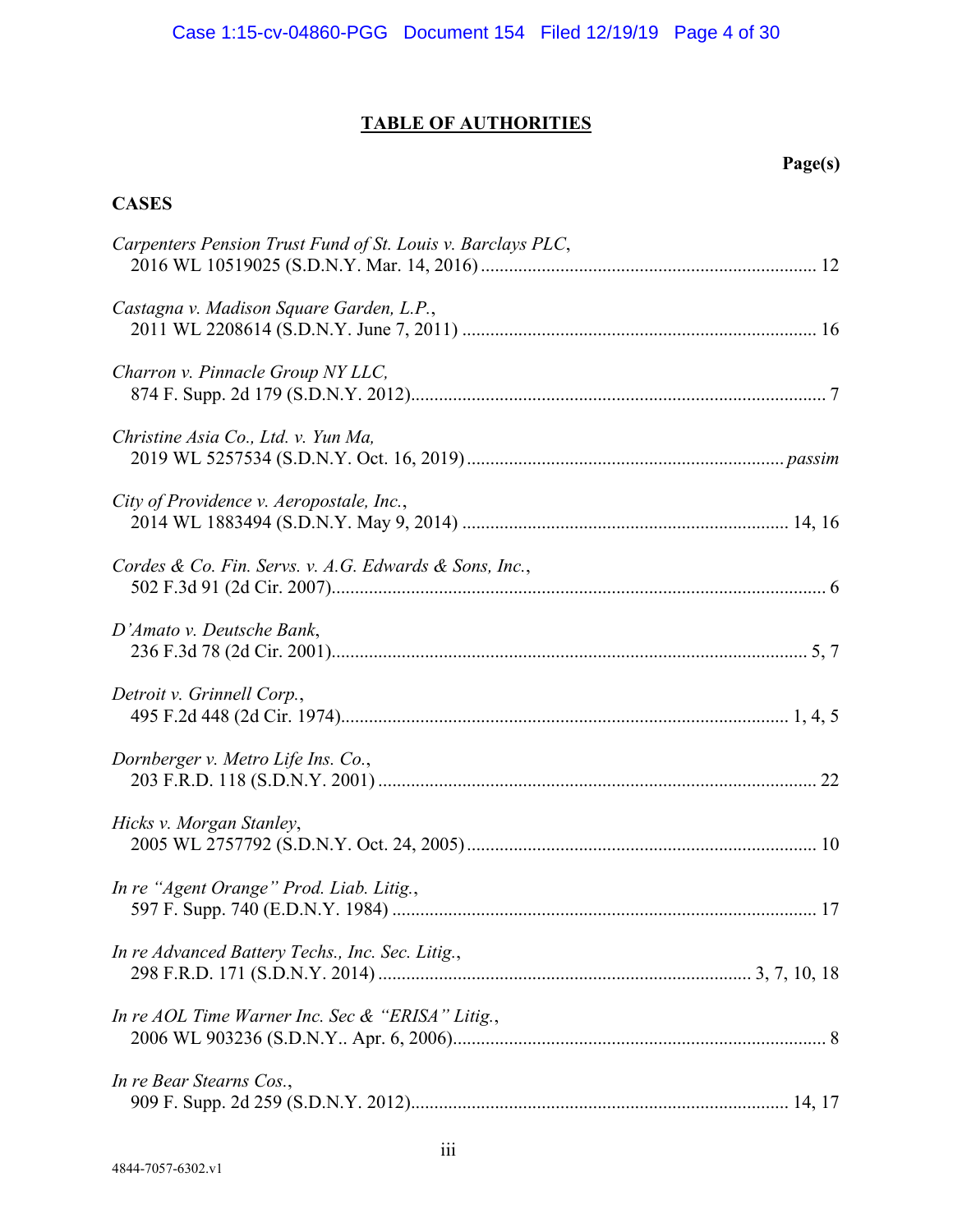# TABLE OF AUTHORITIES

**Page(s)**

## CASES

*Carpenters Pension Trust Fund of St. Louis v. Barclays PLC*,
2016 WL 10519025 (S.D.N.Y. Mar. 14, 2016) ....................................................................... 12

*Castagna v. Madison Square Garden, L.P.*,
2011 WL 2208614 (S.D.N.Y. June 7, 2011) ........................................................................... 16

*Charron v. Pinnacle Group NY LLC,*
874 F. Supp. 2d 179 (S.D.N.Y. 2012)........................................................................................ 7

*Christine Asia Co., Ltd. v. Yun Ma,*
2019 WL 5257534 (S.D.N.Y. Oct. 16, 2019) .................................................................... *passim*

*City of Providence v. Aeropostale, Inc.*,
2014 WL 1883494 (S.D.N.Y. May 9, 2014) ..................................................................... 14, 16

*Cordes & Co. Fin. Servs. v. A.G. Edwards & Sons, Inc.*,
502 F.3d 91 (2d Cir. 2007)......................................................................................................... 6

*D'Amato v. Deutsche Bank*,
236 F.3d 78 (2d Cir. 2001)..................................................................................................... 5, 7

*Detroit v. Grinnell Corp.*,
495 F.2d 448 (2d Cir. 1974)............................................................................................... 1, 4, 5

*Dornberger v. Metro Life Ins. Co.*,
203 F.R.D. 118 (S.D.N.Y. 2001) ............................................................................................. 22

*Hicks v. Morgan Stanley*,
2005 WL 2757792 (S.D.N.Y. Oct. 24, 2005) .......................................................................... 10

*In re "Agent Orange" Prod. Liab. Litig.*,
597 F. Supp. 740 (E.D.N.Y. 1984) .......................................................................................... 17

*In re Advanced Battery Techs., Inc. Sec. Litig.*,
298 F.R.D. 171 (S.D.N.Y. 2014) ............................................................................... 3, 7, 10, 18

*In re AOL Time Warner Inc. Sec & "ERISA" Litig.*,
2006 WL 903236 (S.D.N.Y.. Apr. 6, 2006)................................................................................ 8

*In re Bear Stearns Cos.*,
909 F. Supp. 2d 259 (S.D.N.Y. 2012)................................................................................ 14, 17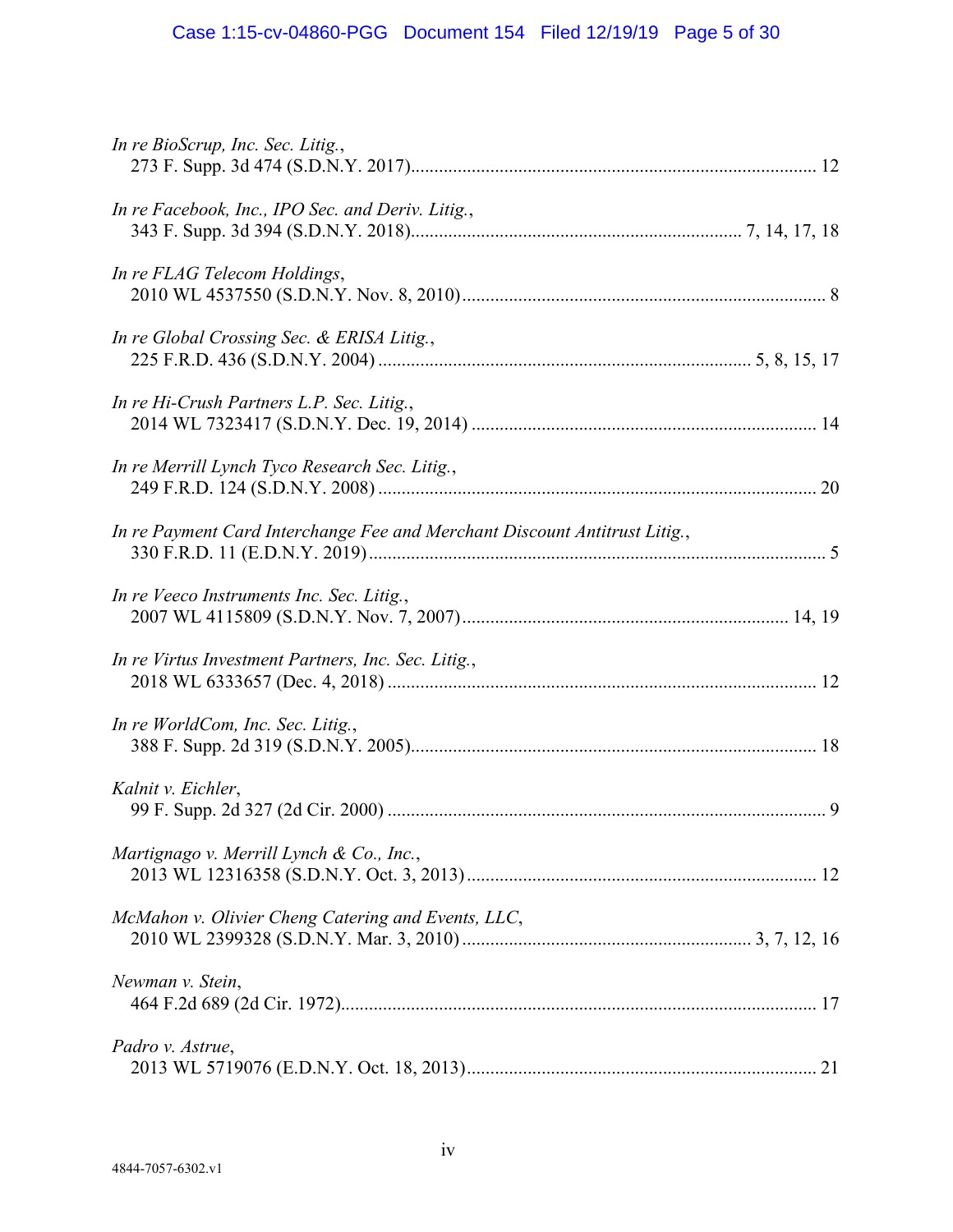*In re BioScrup, Inc. Sec. Litig.*,
273 F. Supp. 3d 474 (S.D.N.Y. 2017)....................................................................................... 12

*In re Facebook, Inc., IPO Sec. and Deriv. Litig.*,
343 F. Supp. 3d 394 (S.D.N.Y. 2018)....................................................................... 7, 14, 17, 18

*In re FLAG Telecom Holdings*,
2010 WL 4537550 (S.D.N.Y. Nov. 8, 2010)............................................................................... 8

*In re Global Crossing Sec. & ERISA Litig.*,
225 F.R.D. 436 (S.D.N.Y. 2004) ................................................................................ 5, 8, 15, 17

*In re Hi-Crush Partners L.P. Sec. Litig.*,
2014 WL 7323417 (S.D.N.Y. Dec. 19, 2014) ........................................................................... 14

*In re Merrill Lynch Tyco Research Sec. Litig.*,
249 F.R.D. 124 (S.D.N.Y. 2008) ............................................................................................... 20

*In re Payment Card Interchange Fee and Merchant Discount Antitrust Litig.*,
330 F.R.D. 11 (E.D.N.Y. 2019).................................................................................................. 5

*In re Veeco Instruments Inc. Sec. Litig.*,
2007 WL 4115809 (S.D.N.Y. Nov. 7, 2007)...................................................................... 14, 19

*In re Virtus Investment Partners, Inc. Sec. Litig.*,
2018 WL 6333657 (Dec. 4, 2018) ............................................................................................ 12

*In re WorldCom, Inc. Sec. Litig.*,
388 F. Supp. 2d 319 (S.D.N.Y. 2005)....................................................................................... 18

*Kalnit v. Eichler*,
99 F. Supp. 2d 327 (2d Cir. 2000) .............................................................................................. 9

*Martignago v. Merrill Lynch & Co., Inc.*,
2013 WL 12316358 (S.D.N.Y. Oct. 3, 2013)........................................................................... 12

*McMahon v. Olivier Cheng Catering and Events, LLC*,
2010 WL 2399328 (S.D.N.Y. Mar. 3, 2010) ............................................................. 3, 7, 12, 16

*Newman v. Stein*,
464 F.2d 689 (2d Cir. 1972)...................................................................................................... 17

*Padro v. Astrue*,
2013 WL 5719076 (E.D.N.Y. Oct. 18, 2013)........................................................................... 21

4844-7057-6302.v1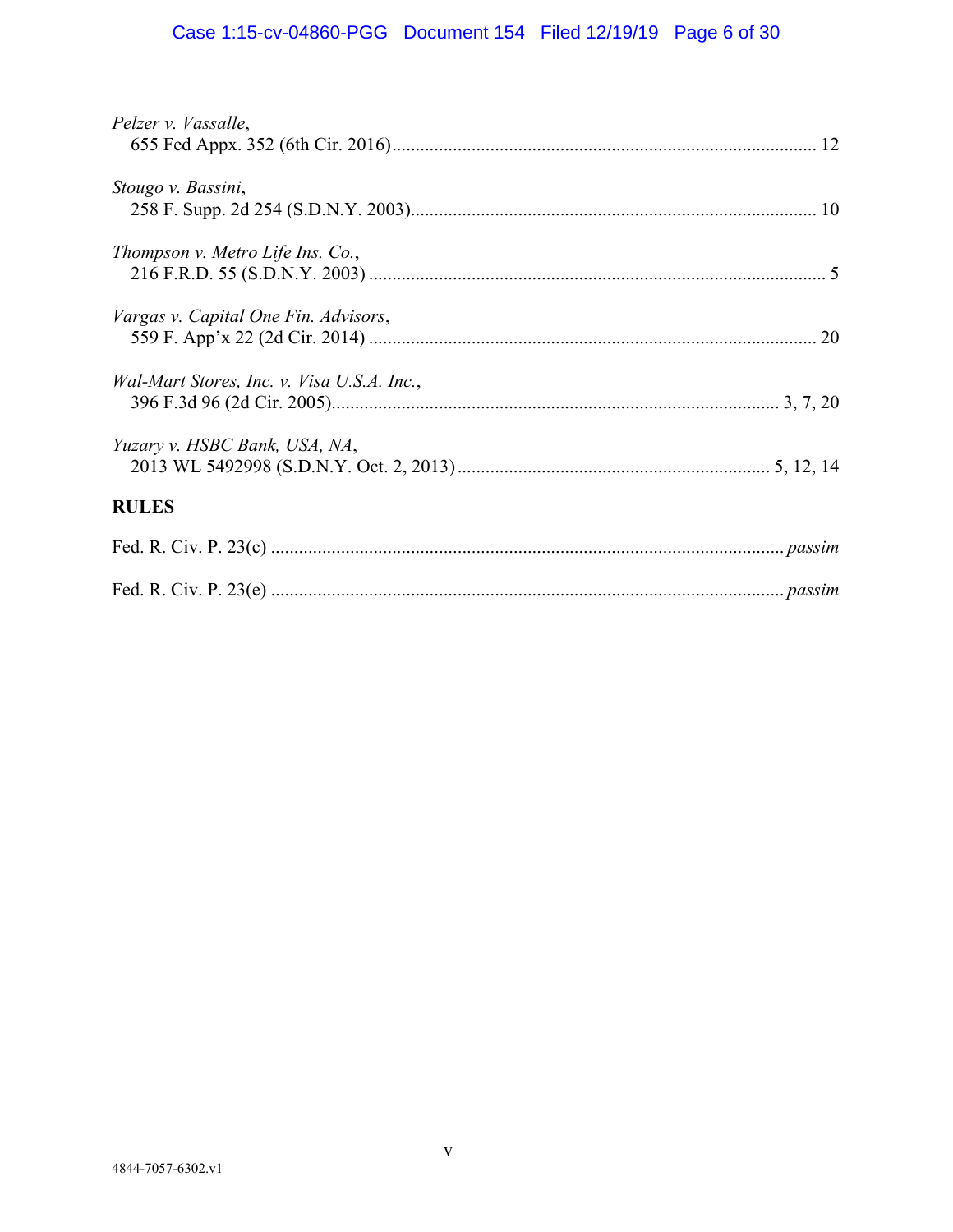*Pelzer v. Vassalle*,
655 Fed Appx. 352 (6th Cir. 2016)........................................................................................ 12

*Stougo v. Bassini*,
258 F. Supp. 2d 254 (S.D.N.Y. 2003)..................................................................................... 10

*Thompson v. Metro Life Ins. Co.*,
216 F.R.D. 55 (S.D.N.Y. 2003) ............................................................................................... 5

*Vargas v. Capital One Fin. Advisors*,
559 F. App'x 22 (2d Cir. 2014) .............................................................................................. 20

*Wal-Mart Stores, Inc. v. Visa U.S.A. Inc.*,
396 F.3d 96 (2d Cir. 2005)............................................................................................. 3, 7, 20

*Yuzary v. HSBC Bank, USA, NA*,
2013 WL 5492998 (S.D.N.Y. Oct. 2, 2013).................................................................. 5, 12, 14

**RULES**

Fed. R. Civ. P. 23(c) ........................................................................................................... *passim*

Fed. R. Civ. P. 23(e) ........................................................................................................... *passim*

4844-7057-6302.v1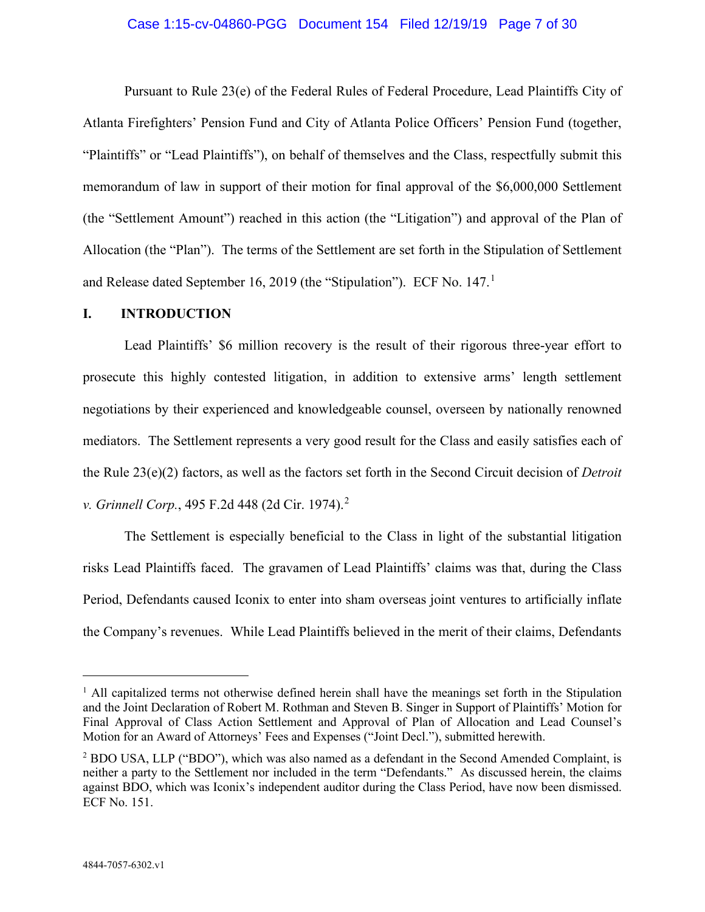Pursuant to Rule 23(e) of the Federal Rules of Federal Procedure, Lead Plaintiffs City of Atlanta Firefighters' Pension Fund and City of Atlanta Police Officers' Pension Fund (together, "Plaintiffs" or "Lead Plaintiffs"), on behalf of themselves and the Class, respectfully submit this memorandum of law in support of their motion for final approval of the $6,000,000 Settlement (the "Settlement Amount") reached in this action (the "Litigation") and approval of the Plan of Allocation (the "Plan"). The terms of the Settlement are set forth in the Stipulation of Settlement and Release dated September 16, 2019 (the "Stipulation"). ECF No. 147.[1]

## I. INTRODUCTION

Lead Plaintiffs' $6 million recovery is the result of their rigorous three-year effort to prosecute this highly contested litigation, in addition to extensive arms' length settlement negotiations by their experienced and knowledgeable counsel, overseen by nationally renowned mediators. The Settlement represents a very good result for the Class and easily satisfies each of the Rule 23(e)(2) factors, as well as the factors set forth in the Second Circuit decision of *Detroit v. Grinnell Corp.*, 495 F.2d 448 (2d Cir. 1974).[2]

The Settlement is especially beneficial to the Class in light of the substantial litigation risks Lead Plaintiffs faced. The gravamen of Lead Plaintiffs' claims was that, during the Class Period, Defendants caused Iconix to enter into sham overseas joint ventures to artificially inflate the Company's revenues. While Lead Plaintiffs believed in the merit of their claims, Defendants

---

[1] All capitalized terms not otherwise defined herein shall have the meanings set forth in the Stipulation and the Joint Declaration of Robert M. Rothman and Steven B. Singer in Support of Plaintiffs' Motion for Final Approval of Class Action Settlement and Approval of Plan of Allocation and Lead Counsel's Motion for an Award of Attorneys' Fees and Expenses ("Joint Decl."), submitted herewith.

[2] BDO USA, LLP ("BDO"), which was also named as a defendant in the Second Amended Complaint, is neither a party to the Settlement nor included in the term "Defendants." As discussed herein, the claims against BDO, which was Iconix's independent auditor during the Class Period, have now been dismissed. ECF No. 151.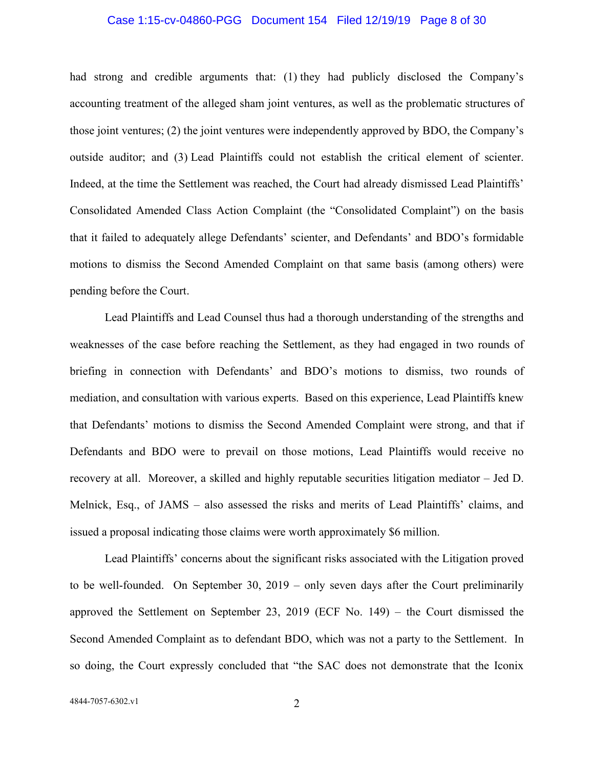had strong and credible arguments that: (1) they had publicly disclosed the Company's accounting treatment of the alleged sham joint ventures, as well as the problematic structures of those joint ventures; (2) the joint ventures were independently approved by BDO, the Company's outside auditor; and (3) Lead Plaintiffs could not establish the critical element of scienter. Indeed, at the time the Settlement was reached, the Court had already dismissed Lead Plaintiffs' Consolidated Amended Class Action Complaint (the "Consolidated Complaint") on the basis that it failed to adequately allege Defendants' scienter, and Defendants' and BDO's formidable motions to dismiss the Second Amended Complaint on that same basis (among others) were pending before the Court.

Lead Plaintiffs and Lead Counsel thus had a thorough understanding of the strengths and weaknesses of the case before reaching the Settlement, as they had engaged in two rounds of briefing in connection with Defendants' and BDO's motions to dismiss, two rounds of mediation, and consultation with various experts. Based on this experience, Lead Plaintiffs knew that Defendants' motions to dismiss the Second Amended Complaint were strong, and that if Defendants and BDO were to prevail on those motions, Lead Plaintiffs would receive no recovery at all. Moreover, a skilled and highly reputable securities litigation mediator – Jed D. Melnick, Esq., of JAMS – also assessed the risks and merits of Lead Plaintiffs' claims, and issued a proposal indicating those claims were worth approximately $6 million.

Lead Plaintiffs' concerns about the significant risks associated with the Litigation proved to be well-founded. On September 30, 2019 – only seven days after the Court preliminarily approved the Settlement on September 23, 2019 (ECF No. 149) – the Court dismissed the Second Amended Complaint as to defendant BDO, which was not a party to the Settlement. In so doing, the Court expressly concluded that "the SAC does not demonstrate that the Iconix

4844-7057-6302.v1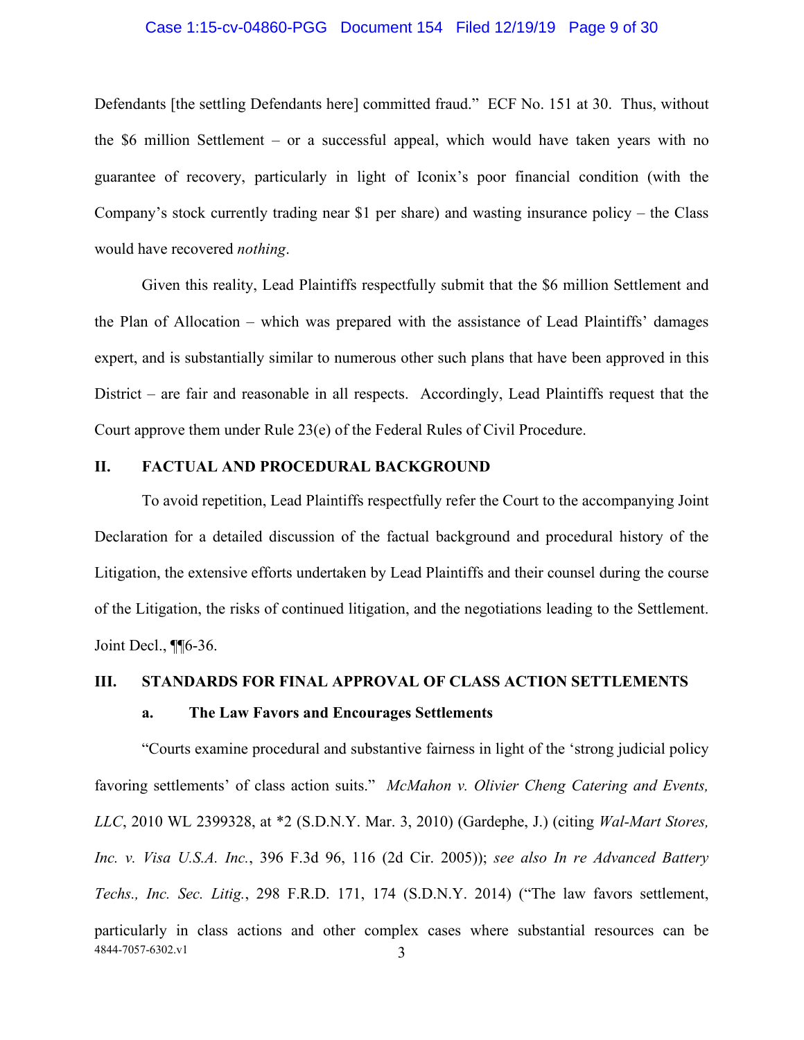Defendants [the settling Defendants here] committed fraud." ECF No. 151 at 30. Thus, without the $6 million Settlement – or a successful appeal, which would have taken years with no guarantee of recovery, particularly in light of Iconix's poor financial condition (with the Company's stock currently trading near $1 per share) and wasting insurance policy – the Class would have recovered *nothing*.

Given this reality, Lead Plaintiffs respectfully submit that the $6 million Settlement and the Plan of Allocation – which was prepared with the assistance of Lead Plaintiffs' damages expert, and is substantially similar to numerous other such plans that have been approved in this District – are fair and reasonable in all respects. Accordingly, Lead Plaintiffs request that the Court approve them under Rule 23(e) of the Federal Rules of Civil Procedure.

## II. FACTUAL AND PROCEDURAL BACKGROUND

To avoid repetition, Lead Plaintiffs respectfully refer the Court to the accompanying Joint Declaration for a detailed discussion of the factual background and procedural history of the Litigation, the extensive efforts undertaken by Lead Plaintiffs and their counsel during the course of the Litigation, the risks of continued litigation, and the negotiations leading to the Settlement. Joint Decl., ¶¶6-36.

## III. STANDARDS FOR FINAL APPROVAL OF CLASS ACTION SETTLEMENTS

### a. The Law Favors and Encourages Settlements

"Courts examine procedural and substantive fairness in light of the 'strong judicial policy favoring settlements' of class action suits." *McMahon v. Olivier Cheng Catering and Events, LLC*, 2010 WL 2399328, at *2 (S.D.N.Y. Mar. 3, 2010) (Gardephe, J.) (citing *Wal-Mart Stores, Inc. v. Visa U.S.A. Inc.*, 396 F.3d 96, 116 (2d Cir. 2005)); *see also In re Advanced Battery Techs., Inc. Sec. Litig.*, 298 F.R.D. 171, 174 (S.D.N.Y. 2014) ("The law favors settlement, particularly in class actions and other complex cases where substantial resources can be

4844-7057-6302.v1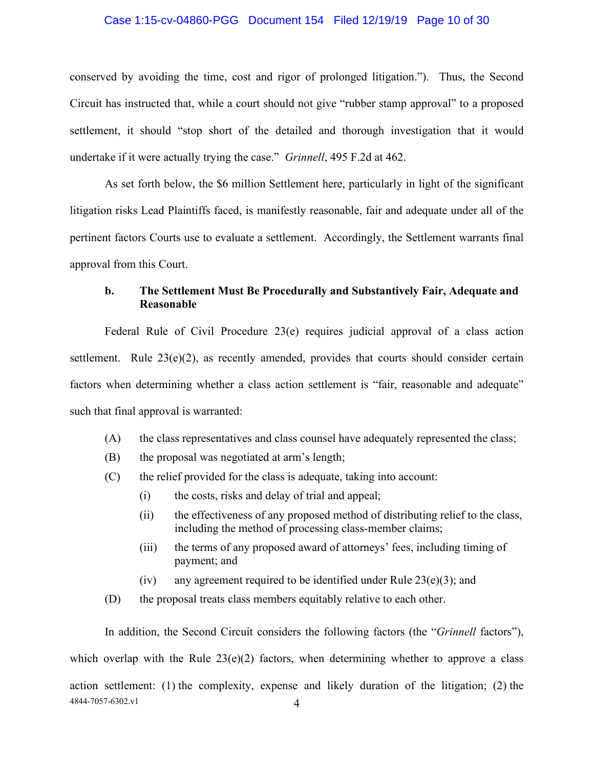conserved by avoiding the time, cost and rigor of prolonged litigation."). Thus, the Second Circuit has instructed that, while a court should not give "rubber stamp approval" to a proposed settlement, it should "stop short of the detailed and thorough investigation that it would undertake if it were actually trying the case." *Grinnell*, 495 F.2d at 462.

As set forth below, the $6 million Settlement here, particularly in light of the significant litigation risks Lead Plaintiffs faced, is manifestly reasonable, fair and adequate under all of the pertinent factors Courts use to evaluate a settlement. Accordingly, the Settlement warrants final approval from this Court.

**b. The Settlement Must Be Procedurally and Substantively Fair, Adequate and Reasonable**

Federal Rule of Civil Procedure 23(e) requires judicial approval of a class action settlement. Rule 23(e)(2), as recently amended, provides that courts should consider certain factors when determining whether a class action settlement is "fair, reasonable and adequate" such that final approval is warranted:

(A) the class representatives and class counsel have adequately represented the class;

(B) the proposal was negotiated at arm's length;

(C) the relief provided for the class is adequate, taking into account:

  (i) the costs, risks and delay of trial and appeal;

  (ii) the effectiveness of any proposed method of distributing relief to the class, including the method of processing class-member claims;

  (iii) the terms of any proposed award of attorneys' fees, including timing of payment; and

  (iv) any agreement required to be identified under Rule 23(e)(3); and

(D) the proposal treats class members equitably relative to each other.

In addition, the Second Circuit considers the following factors (the "*Grinnell* factors"), which overlap with the Rule 23(e)(2) factors, when determining whether to approve a class action settlement: (1) the complexity, expense and likely duration of the litigation; (2) the

4844-7057-6302.v1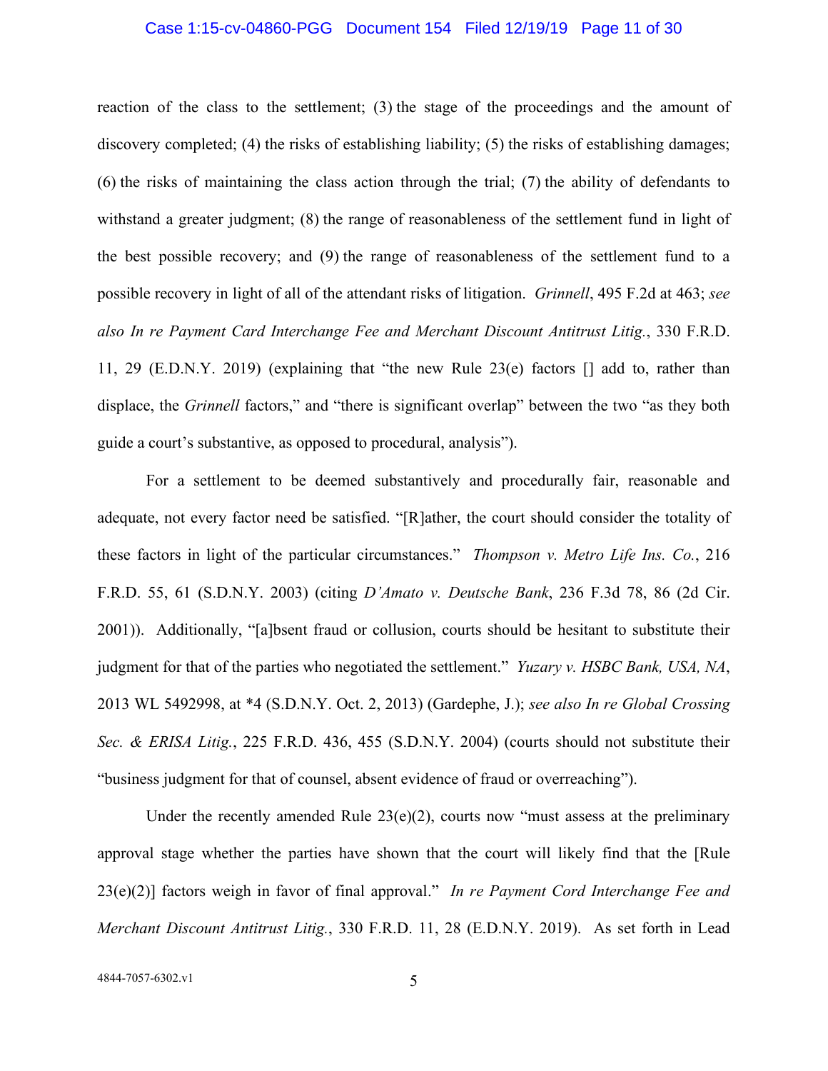reaction of the class to the settlement; (3) the stage of the proceedings and the amount of discovery completed; (4) the risks of establishing liability; (5) the risks of establishing damages; (6) the risks of maintaining the class action through the trial; (7) the ability of defendants to withstand a greater judgment; (8) the range of reasonableness of the settlement fund in light of the best possible recovery; and (9) the range of reasonableness of the settlement fund to a possible recovery in light of all of the attendant risks of litigation. *Grinnell*, 495 F.2d at 463; *see also In re Payment Card Interchange Fee and Merchant Discount Antitrust Litig.*, 330 F.R.D. 11, 29 (E.D.N.Y. 2019) (explaining that "the new Rule 23(e) factors [] add to, rather than displace, the *Grinnell* factors," and "there is significant overlap" between the two "as they both guide a court's substantive, as opposed to procedural, analysis").

For a settlement to be deemed substantively and procedurally fair, reasonable and adequate, not every factor need be satisfied. "[R]ather, the court should consider the totality of these factors in light of the particular circumstances." *Thompson v. Metro Life Ins. Co.*, 216 F.R.D. 55, 61 (S.D.N.Y. 2003) (citing *D'Amato v. Deutsche Bank*, 236 F.3d 78, 86 (2d Cir. 2001)). Additionally, "[a]bsent fraud or collusion, courts should be hesitant to substitute their judgment for that of the parties who negotiated the settlement." *Yuzary v. HSBC Bank, USA, NA*, 2013 WL 5492998, at *4 (S.D.N.Y. Oct. 2, 2013) (Gardephe, J.); *see also In re Global Crossing Sec. & ERISA Litig.*, 225 F.R.D. 436, 455 (S.D.N.Y. 2004) (courts should not substitute their "business judgment for that of counsel, absent evidence of fraud or overreaching").

Under the recently amended Rule 23(e)(2), courts now "must assess at the preliminary approval stage whether the parties have shown that the court will likely find that the [Rule 23(e)(2)] factors weigh in favor of final approval." *In re Payment Cord Interchange Fee and Merchant Discount Antitrust Litig.*, 330 F.R.D. 11, 28 (E.D.N.Y. 2019). As set forth in Lead

4844-7057-6302.v1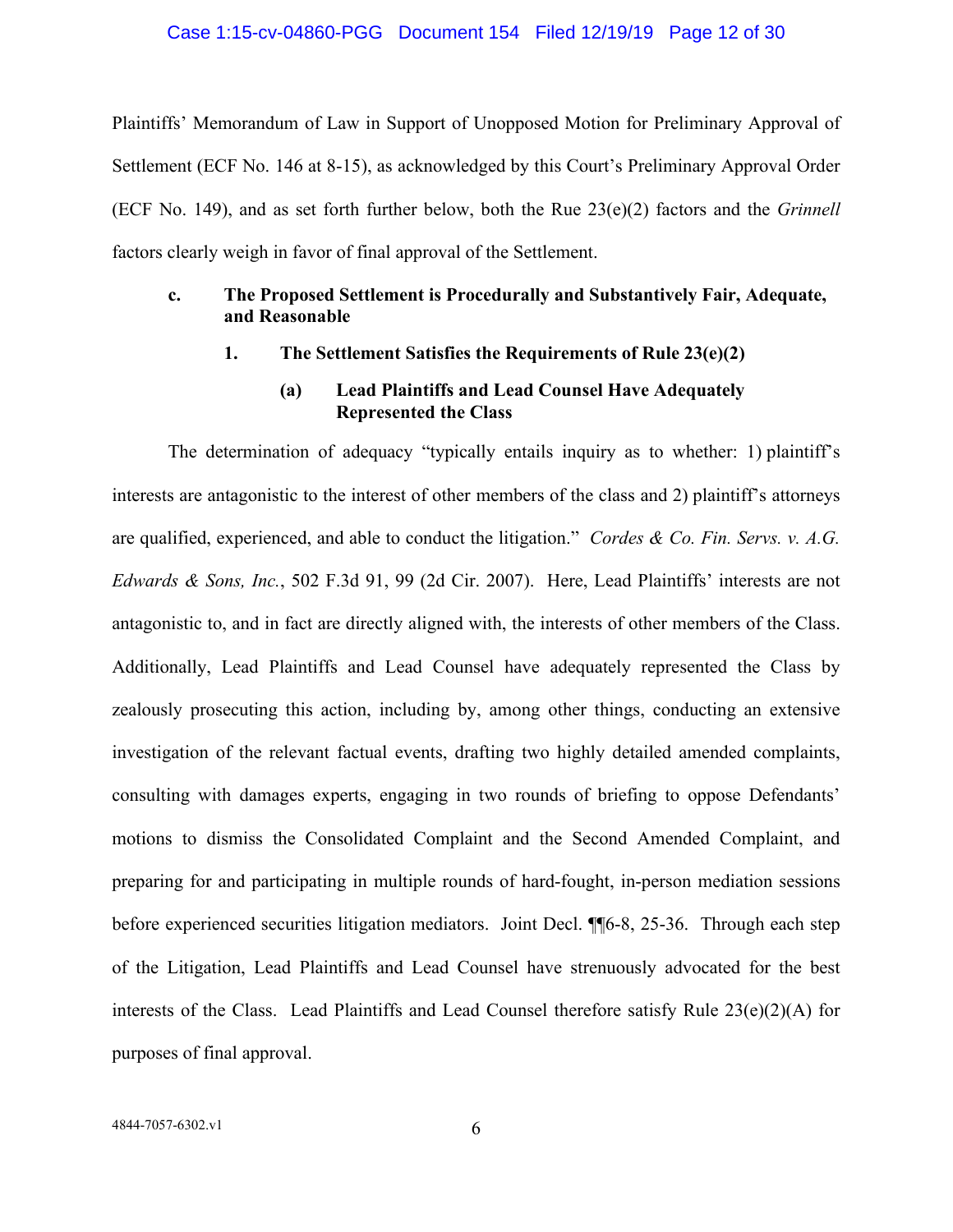Plaintiffs' Memorandum of Law in Support of Unopposed Motion for Preliminary Approval of Settlement (ECF No. 146 at 8-15), as acknowledged by this Court's Preliminary Approval Order (ECF No. 149), and as set forth further below, both the Rue 23(e)(2) factors and the *Grinnell* factors clearly weigh in favor of final approval of the Settlement.

### c. The Proposed Settlement is Procedurally and Substantively Fair, Adequate, and Reasonable

#### 1. The Settlement Satisfies the Requirements of Rule 23(e)(2)

##### (a) Lead Plaintiffs and Lead Counsel Have Adequately Represented the Class

The determination of adequacy "typically entails inquiry as to whether: 1) plaintiff's interests are antagonistic to the interest of other members of the class and 2) plaintiff's attorneys are qualified, experienced, and able to conduct the litigation." *Cordes & Co. Fin. Servs. v. A.G. Edwards & Sons, Inc.*, 502 F.3d 91, 99 (2d Cir. 2007). Here, Lead Plaintiffs' interests are not antagonistic to, and in fact are directly aligned with, the interests of other members of the Class. Additionally, Lead Plaintiffs and Lead Counsel have adequately represented the Class by zealously prosecuting this action, including by, among other things, conducting an extensive investigation of the relevant factual events, drafting two highly detailed amended complaints, consulting with damages experts, engaging in two rounds of briefing to oppose Defendants' motions to dismiss the Consolidated Complaint and the Second Amended Complaint, and preparing for and participating in multiple rounds of hard-fought, in-person mediation sessions before experienced securities litigation mediators. Joint Decl. ¶¶6-8, 25-36. Through each step of the Litigation, Lead Plaintiffs and Lead Counsel have strenuously advocated for the best interests of the Class. Lead Plaintiffs and Lead Counsel therefore satisfy Rule 23(e)(2)(A) for purposes of final approval.

4844-7057-6302.v1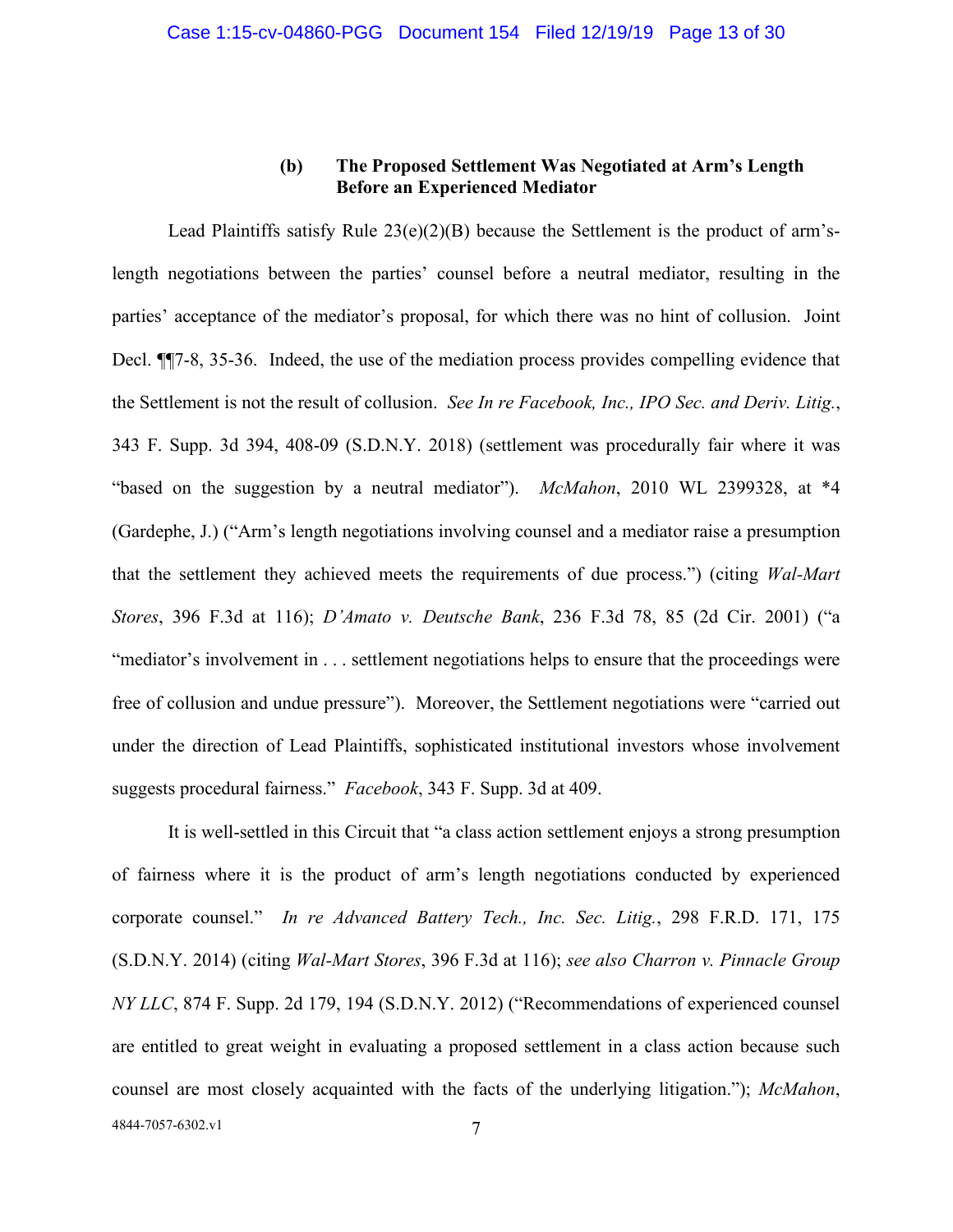#### (b) The Proposed Settlement Was Negotiated at Arm's Length Before an Experienced Mediator

Lead Plaintiffs satisfy Rule 23(e)(2)(B) because the Settlement is the product of arm's-length negotiations between the parties' counsel before a neutral mediator, resulting in the parties' acceptance of the mediator's proposal, for which there was no hint of collusion. Joint Decl. ¶¶7-8, 35-36. Indeed, the use of the mediation process provides compelling evidence that the Settlement is not the result of collusion. *See In re Facebook, Inc., IPO Sec. and Deriv. Litig.*, 343 F. Supp. 3d 394, 408-09 (S.D.N.Y. 2018) (settlement was procedurally fair where it was "based on the suggestion by a neutral mediator"). *McMahon*, 2010 WL 2399328, at *4 (Gardephe, J.) ("Arm's length negotiations involving counsel and a mediator raise a presumption that the settlement they achieved meets the requirements of due process.") (citing *Wal-Mart Stores*, 396 F.3d at 116); *D'Amato v. Deutsche Bank*, 236 F.3d 78, 85 (2d Cir. 2001) ("a "mediator's involvement in . . . settlement negotiations helps to ensure that the proceedings were free of collusion and undue pressure"). Moreover, the Settlement negotiations were "carried out under the direction of Lead Plaintiffs, sophisticated institutional investors whose involvement suggests procedural fairness." *Facebook*, 343 F. Supp. 3d at 409.

It is well-settled in this Circuit that "a class action settlement enjoys a strong presumption of fairness where it is the product of arm's length negotiations conducted by experienced corporate counsel." *In re Advanced Battery Tech., Inc. Sec. Litig.*, 298 F.R.D. 171, 175 (S.D.N.Y. 2014) (citing *Wal-Mart Stores*, 396 F.3d at 116); *see also Charron v. Pinnacle Group NY LLC*, 874 F. Supp. 2d 179, 194 (S.D.N.Y. 2012) ("Recommendations of experienced counsel are entitled to great weight in evaluating a proposed settlement in a class action because such counsel are most closely acquainted with the facts of the underlying litigation."); *McMahon*,

4844-7057-6302.v1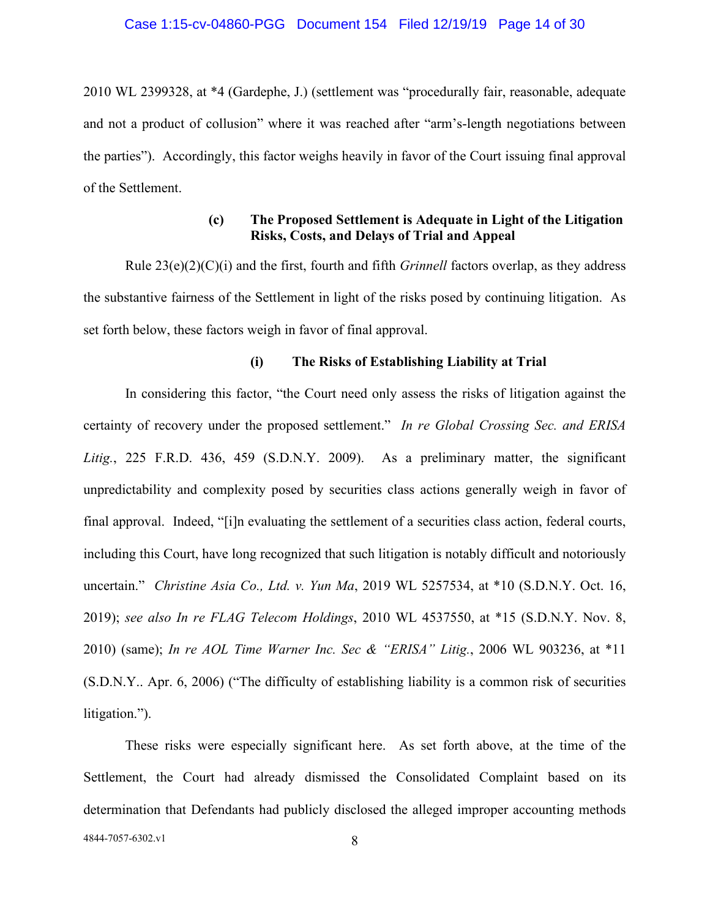2010 WL 2399328, at *4 (Gardephe, J.) (settlement was "procedurally fair, reasonable, adequate and not a product of collusion" where it was reached after "arm's-length negotiations between the parties"). Accordingly, this factor weighs heavily in favor of the Court issuing final approval of the Settlement.

#### (c) The Proposed Settlement is Adequate in Light of the Litigation Risks, Costs, and Delays of Trial and Appeal

Rule 23(e)(2)(C)(i) and the first, fourth and fifth *Grinnell* factors overlap, as they address the substantive fairness of the Settlement in light of the risks posed by continuing litigation. As set forth below, these factors weigh in favor of final approval.

##### (i) The Risks of Establishing Liability at Trial

In considering this factor, "the Court need only assess the risks of litigation against the certainty of recovery under the proposed settlement." *In re Global Crossing Sec. and ERISA Litig.*, 225 F.R.D. 436, 459 (S.D.N.Y. 2009). As a preliminary matter, the significant unpredictability and complexity posed by securities class actions generally weigh in favor of final approval. Indeed, "[i]n evaluating the settlement of a securities class action, federal courts, including this Court, have long recognized that such litigation is notably difficult and notoriously uncertain." *Christine Asia Co., Ltd. v. Yun Ma*, 2019 WL 5257534, at *10 (S.D.N.Y. Oct. 16, 2019); *see also In re FLAG Telecom Holdings*, 2010 WL 4537550, at *15 (S.D.N.Y. Nov. 8, 2010) (same); *In re AOL Time Warner Inc. Sec & "ERISA" Litig.*, 2006 WL 903236, at *11 (S.D.N.Y.. Apr. 6, 2006) ("The difficulty of establishing liability is a common risk of securities litigation.").

These risks were especially significant here. As set forth above, at the time of the Settlement, the Court had already dismissed the Consolidated Complaint based on its determination that Defendants had publicly disclosed the alleged improper accounting methods

4844-7057-6302.v1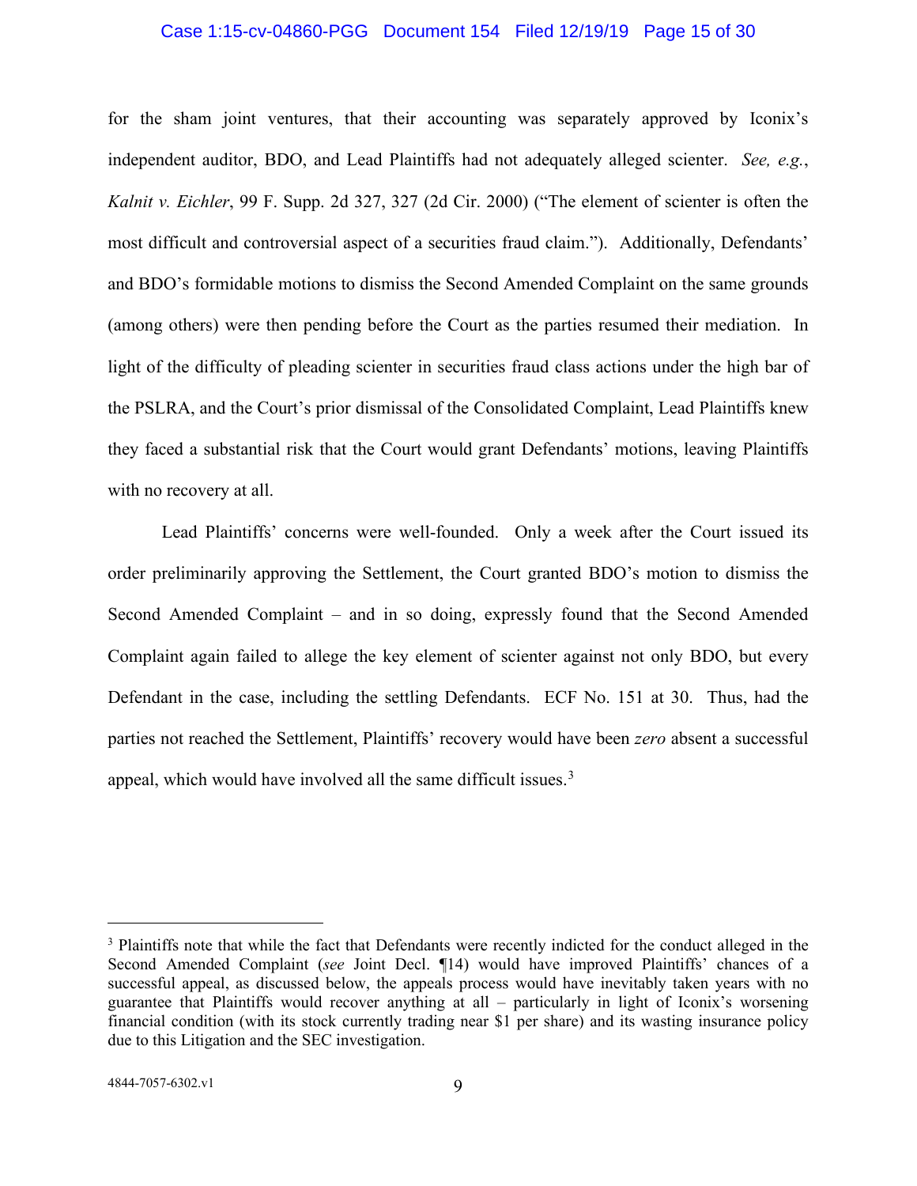for the sham joint ventures, that their accounting was separately approved by Iconix's independent auditor, BDO, and Lead Plaintiffs had not adequately alleged scienter. *See, e.g.*, *Kalnit v. Eichler*, 99 F. Supp. 2d 327, 327 (2d Cir. 2000) ("The element of scienter is often the most difficult and controversial aspect of a securities fraud claim."). Additionally, Defendants' and BDO's formidable motions to dismiss the Second Amended Complaint on the same grounds (among others) were then pending before the Court as the parties resumed their mediation. In light of the difficulty of pleading scienter in securities fraud class actions under the high bar of the PSLRA, and the Court's prior dismissal of the Consolidated Complaint, Lead Plaintiffs knew they faced a substantial risk that the Court would grant Defendants' motions, leaving Plaintiffs with no recovery at all.

Lead Plaintiffs' concerns were well-founded. Only a week after the Court issued its order preliminarily approving the Settlement, the Court granted BDO's motion to dismiss the Second Amended Complaint – and in so doing, expressly found that the Second Amended Complaint again failed to allege the key element of scienter against not only BDO, but every Defendant in the case, including the settling Defendants. ECF No. 151 at 30. Thus, had the parties not reached the Settlement, Plaintiffs' recovery would have been *zero* absent a successful appeal, which would have involved all the same difficult issues.[3]

---

[3] Plaintiffs note that while the fact that Defendants were recently indicted for the conduct alleged in the Second Amended Complaint (*see* Joint Decl. ¶14) would have improved Plaintiffs' chances of a successful appeal, as discussed below, the appeals process would have inevitably taken years with no guarantee that Plaintiffs would recover anything at all – particularly in light of Iconix's worsening financial condition (with its stock currently trading near $1 per share) and its wasting insurance policy due to this Litigation and the SEC investigation.

4844-7057-6302.v1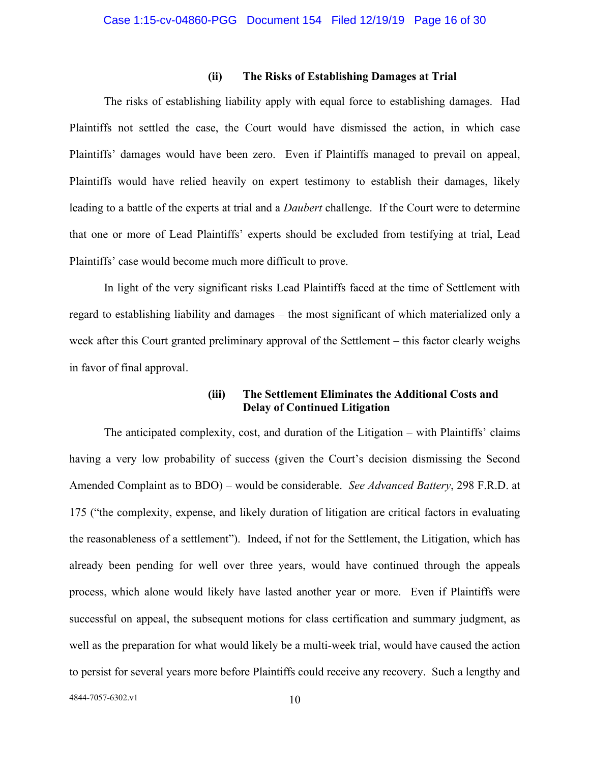#### (ii) The Risks of Establishing Damages at Trial

The risks of establishing liability apply with equal force to establishing damages. Had Plaintiffs not settled the case, the Court would have dismissed the action, in which case Plaintiffs' damages would have been zero. Even if Plaintiffs managed to prevail on appeal, Plaintiffs would have relied heavily on expert testimony to establish their damages, likely leading to a battle of the experts at trial and a *Daubert* challenge. If the Court were to determine that one or more of Lead Plaintiffs' experts should be excluded from testifying at trial, Lead Plaintiffs' case would become much more difficult to prove.

In light of the very significant risks Lead Plaintiffs faced at the time of Settlement with regard to establishing liability and damages – the most significant of which materialized only a week after this Court granted preliminary approval of the Settlement – this factor clearly weighs in favor of final approval.

#### (iii) The Settlement Eliminates the Additional Costs and Delay of Continued Litigation

The anticipated complexity, cost, and duration of the Litigation – with Plaintiffs' claims having a very low probability of success (given the Court's decision dismissing the Second Amended Complaint as to BDO) – would be considerable. *See Advanced Battery*, 298 F.R.D. at 175 ("the complexity, expense, and likely duration of litigation are critical factors in evaluating the reasonableness of a settlement"). Indeed, if not for the Settlement, the Litigation, which has already been pending for well over three years, would have continued through the appeals process, which alone would likely have lasted another year or more. Even if Plaintiffs were successful on appeal, the subsequent motions for class certification and summary judgment, as well as the preparation for what would likely be a multi-week trial, would have caused the action to persist for several years more before Plaintiffs could receive any recovery. Such a lengthy and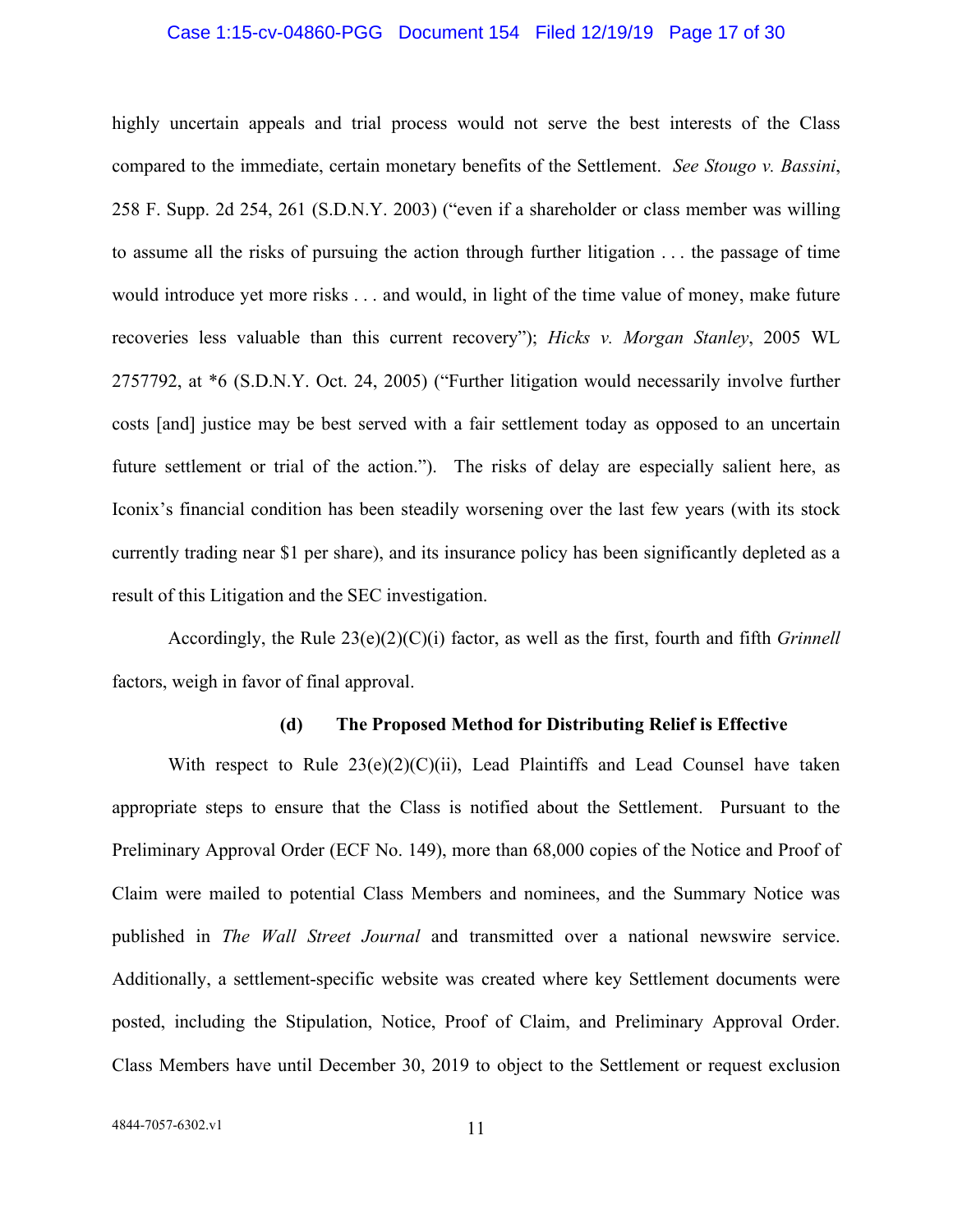highly uncertain appeals and trial process would not serve the best interests of the Class compared to the immediate, certain monetary benefits of the Settlement. *See Stougo v. Bassini*, 258 F. Supp. 2d 254, 261 (S.D.N.Y. 2003) ("even if a shareholder or class member was willing to assume all the risks of pursuing the action through further litigation . . . the passage of time would introduce yet more risks . . . and would, in light of the time value of money, make future recoveries less valuable than this current recovery"); *Hicks v. Morgan Stanley*, 2005 WL 2757792, at *6 (S.D.N.Y. Oct. 24, 2005) ("Further litigation would necessarily involve further costs [and] justice may be best served with a fair settlement today as opposed to an uncertain future settlement or trial of the action."). The risks of delay are especially salient here, as Iconix's financial condition has been steadily worsening over the last few years (with its stock currently trading near $1 per share), and its insurance policy has been significantly depleted as a result of this Litigation and the SEC investigation.

Accordingly, the Rule 23(e)(2)(C)(i) factor, as well as the first, fourth and fifth *Grinnell* factors, weigh in favor of final approval.

#### (d) The Proposed Method for Distributing Relief is Effective

With respect to Rule 23(e)(2)(C)(ii), Lead Plaintiffs and Lead Counsel have taken appropriate steps to ensure that the Class is notified about the Settlement. Pursuant to the Preliminary Approval Order (ECF No. 149), more than 68,000 copies of the Notice and Proof of Claim were mailed to potential Class Members and nominees, and the Summary Notice was published in *The Wall Street Journal* and transmitted over a national newswire service. Additionally, a settlement-specific website was created where key Settlement documents were posted, including the Stipulation, Notice, Proof of Claim, and Preliminary Approval Order. Class Members have until December 30, 2019 to object to the Settlement or request exclusion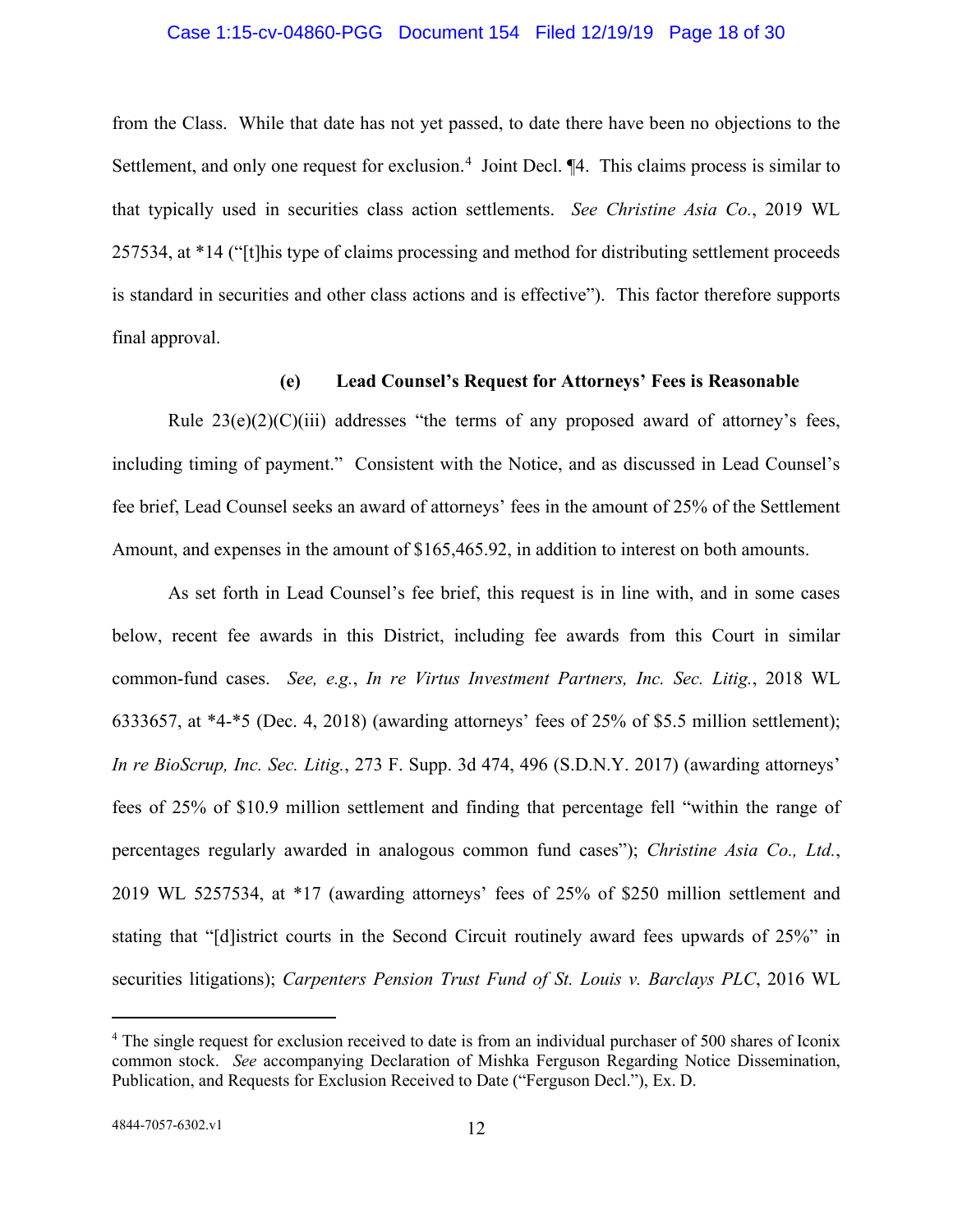from the Class. While that date has not yet passed, to date there have been no objections to the Settlement, and only one request for exclusion.[4] Joint Decl. ¶4. This claims process is similar to that typically used in securities class action settlements. *See Christine Asia Co.*, 2019 WL 257534, at *14 ("[t]his type of claims processing and method for distributing settlement proceeds is standard in securities and other class actions and is effective"). This factor therefore supports final approval.

**(e) Lead Counsel's Request for Attorneys' Fees is Reasonable**

Rule 23(e)(2)(C)(iii) addresses "the terms of any proposed award of attorney's fees, including timing of payment." Consistent with the Notice, and as discussed in Lead Counsel's fee brief, Lead Counsel seeks an award of attorneys' fees in the amount of 25% of the Settlement Amount, and expenses in the amount of $165,465.92, in addition to interest on both amounts.

As set forth in Lead Counsel's fee brief, this request is in line with, and in some cases below, recent fee awards in this District, including fee awards from this Court in similar common-fund cases. *See, e.g.*, *In re Virtus Investment Partners, Inc. Sec. Litig.*, 2018 WL 6333657, at *4-*5 (Dec. 4, 2018) (awarding attorneys' fees of 25% of $5.5 million settlement); *In re BioScrup, Inc. Sec. Litig.*, 273 F. Supp. 3d 474, 496 (S.D.N.Y. 2017) (awarding attorneys' fees of 25% of $10.9 million settlement and finding that percentage fell "within the range of percentages regularly awarded in analogous common fund cases"); *Christine Asia Co., Ltd.*, 2019 WL 5257534, at *17 (awarding attorneys' fees of 25% of $250 million settlement and stating that "[d]istrict courts in the Second Circuit routinely award fees upwards of 25%" in securities litigations); *Carpenters Pension Trust Fund of St. Louis v. Barclays PLC*, 2016 WL

---

[4] The single request for exclusion received to date is from an individual purchaser of 500 shares of Iconix common stock. *See* accompanying Declaration of Mishka Ferguson Regarding Notice Dissemination, Publication, and Requests for Exclusion Received to Date ("Ferguson Decl."), Ex. D.

4844-7057-6302.v1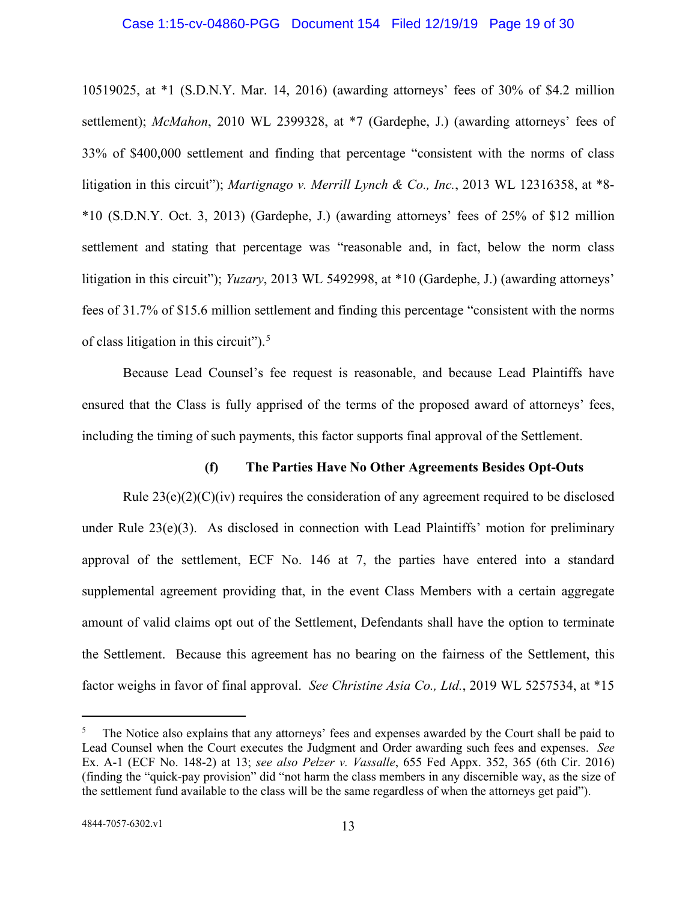10519025, at *1 (S.D.N.Y. Mar. 14, 2016) (awarding attorneys' fees of 30% of $4.2 million settlement); *McMahon*, 2010 WL 2399328, at *7 (Gardephe, J.) (awarding attorneys' fees of 33% of $400,000 settlement and finding that percentage "consistent with the norms of class litigation in this circuit"); *Martignago v. Merrill Lynch & Co., Inc.*, 2013 WL 12316358, at *8-*10 (S.D.N.Y. Oct. 3, 2013) (Gardephe, J.) (awarding attorneys' fees of 25% of $12 million settlement and stating that percentage was "reasonable and, in fact, below the norm class litigation in this circuit"); *Yuzary*, 2013 WL 5492998, at *10 (Gardephe, J.) (awarding attorneys' fees of 31.7% of $15.6 million settlement and finding this percentage "consistent with the norms of class litigation in this circuit").[5]

Because Lead Counsel's fee request is reasonable, and because Lead Plaintiffs have ensured that the Class is fully apprised of the terms of the proposed award of attorneys' fees, including the timing of such payments, this factor supports final approval of the Settlement.

**(f) The Parties Have No Other Agreements Besides Opt-Outs**

Rule 23(e)(2)(C)(iv) requires the consideration of any agreement required to be disclosed under Rule 23(e)(3). As disclosed in connection with Lead Plaintiffs' motion for preliminary approval of the settlement, ECF No. 146 at 7, the parties have entered into a standard supplemental agreement providing that, in the event Class Members with a certain aggregate amount of valid claims opt out of the Settlement, Defendants shall have the option to terminate the Settlement. Because this agreement has no bearing on the fairness of the Settlement, this factor weighs in favor of final approval. *See Christine Asia Co., Ltd.*, 2019 WL 5257534, at *15

---

[5] The Notice also explains that any attorneys' fees and expenses awarded by the Court shall be paid to Lead Counsel when the Court executes the Judgment and Order awarding such fees and expenses. *See* Ex. A-1 (ECF No. 148-2) at 13; *see also Pelzer v. Vassalle*, 655 Fed Appx. 352, 365 (6th Cir. 2016) (finding the "quick-pay provision" did "not harm the class members in any discernible way, as the size of the settlement fund available to the class will be the same regardless of when the attorneys get paid").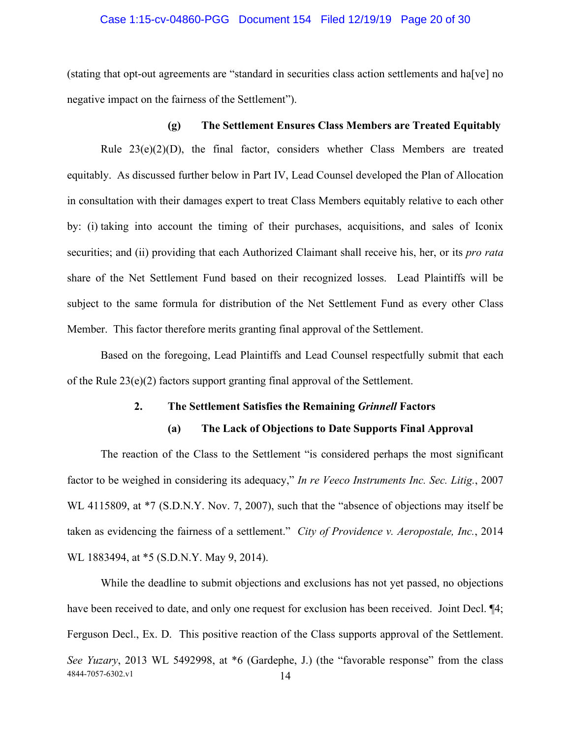(stating that opt-out agreements are "standard in securities class action settlements and ha[ve] no negative impact on the fairness of the Settlement").

#### (g) The Settlement Ensures Class Members are Treated Equitably

Rule 23(e)(2)(D), the final factor, considers whether Class Members are treated equitably. As discussed further below in Part IV, Lead Counsel developed the Plan of Allocation in consultation with their damages expert to treat Class Members equitably relative to each other by: (i) taking into account the timing of their purchases, acquisitions, and sales of Iconix securities; and (ii) providing that each Authorized Claimant shall receive his, her, or its *pro rata* share of the Net Settlement Fund based on their recognized losses. Lead Plaintiffs will be subject to the same formula for distribution of the Net Settlement Fund as every other Class Member. This factor therefore merits granting final approval of the Settlement.

Based on the foregoing, Lead Plaintiffs and Lead Counsel respectfully submit that each of the Rule 23(e)(2) factors support granting final approval of the Settlement.

### 2. The Settlement Satisfies the Remaining *Grinnell* Factors

#### (a) The Lack of Objections to Date Supports Final Approval

The reaction of the Class to the Settlement "is considered perhaps the most significant factor to be weighed in considering its adequacy," *In re Veeco Instruments Inc. Sec. Litig.*, 2007 WL 4115809, at *7 (S.D.N.Y. Nov. 7, 2007), such that the "absence of objections may itself be taken as evidencing the fairness of a settlement." *City of Providence v. Aeropostale, Inc.*, 2014 WL 1883494, at *5 (S.D.N.Y. May 9, 2014).

While the deadline to submit objections and exclusions has not yet passed, no objections have been received to date, and only one request for exclusion has been received. Joint Decl. ¶4; Ferguson Decl., Ex. D. This positive reaction of the Class supports approval of the Settlement. *See Yuzary*, 2013 WL 5492998, at *6 (Gardephe, J.) (the "favorable response" from the class

4844-7057-6302.v1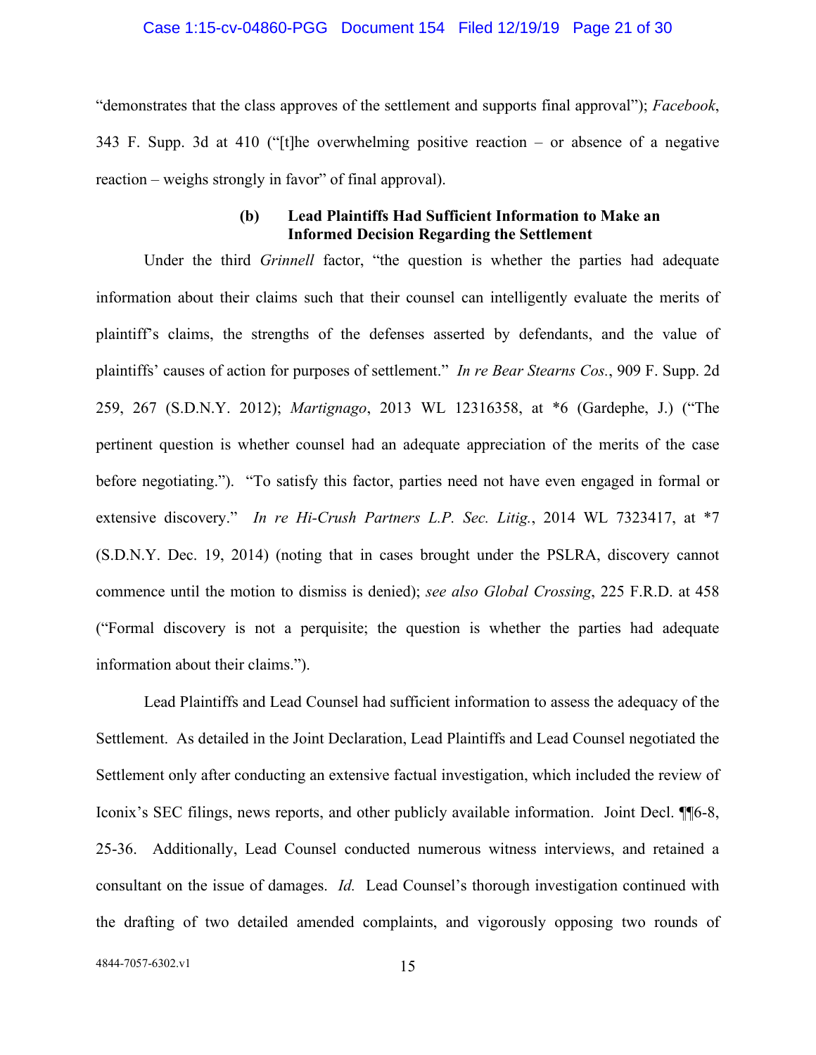"demonstrates that the class approves of the settlement and supports final approval"); *Facebook*, 343 F. Supp. 3d at 410 ("[t]he overwhelming positive reaction – or absence of a negative reaction – weighs strongly in favor" of final approval).

#### (b) Lead Plaintiffs Had Sufficient Information to Make an Informed Decision Regarding the Settlement

Under the third *Grinnell* factor, "the question is whether the parties had adequate information about their claims such that their counsel can intelligently evaluate the merits of plaintiff's claims, the strengths of the defenses asserted by defendants, and the value of plaintiffs' causes of action for purposes of settlement." *In re Bear Stearns Cos.*, 909 F. Supp. 2d 259, 267 (S.D.N.Y. 2012); *Martignago*, 2013 WL 12316358, at \*6 (Gardephe, J.) ("The pertinent question is whether counsel had an adequate appreciation of the merits of the case before negotiating."). "To satisfy this factor, parties need not have even engaged in formal or extensive discovery." *In re Hi-Crush Partners L.P. Sec. Litig.*, 2014 WL 7323417, at \*7 (S.D.N.Y. Dec. 19, 2014) (noting that in cases brought under the PSLRA, discovery cannot commence until the motion to dismiss is denied); *see also Global Crossing*, 225 F.R.D. at 458 ("Formal discovery is not a perquisite; the question is whether the parties had adequate information about their claims.").

Lead Plaintiffs and Lead Counsel had sufficient information to assess the adequacy of the Settlement. As detailed in the Joint Declaration, Lead Plaintiffs and Lead Counsel negotiated the Settlement only after conducting an extensive factual investigation, which included the review of Iconix's SEC filings, news reports, and other publicly available information. Joint Decl. ¶¶6-8, 25-36. Additionally, Lead Counsel conducted numerous witness interviews, and retained a consultant on the issue of damages. *Id.* Lead Counsel's thorough investigation continued with the drafting of two detailed amended complaints, and vigorously opposing two rounds of

4844-7057-6302.v1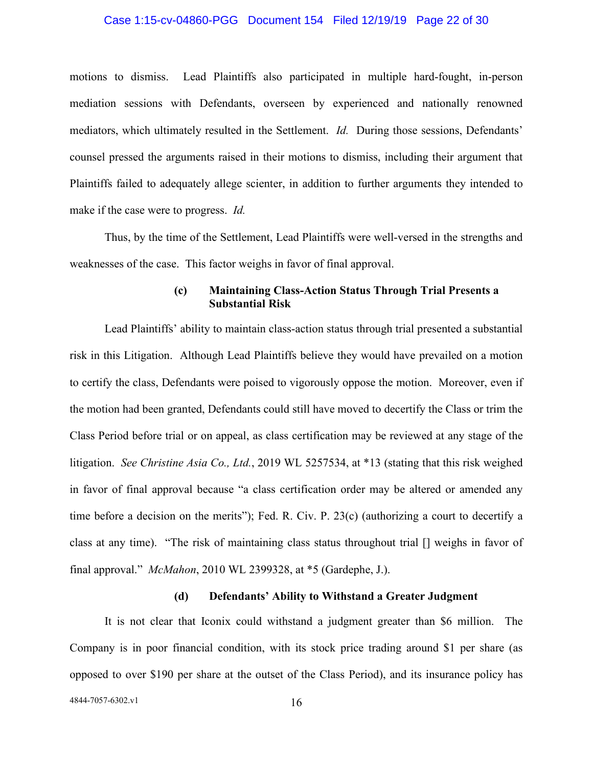motions to dismiss. Lead Plaintiffs also participated in multiple hard-fought, in-person mediation sessions with Defendants, overseen by experienced and nationally renowned mediators, which ultimately resulted in the Settlement. *Id.* During those sessions, Defendants' counsel pressed the arguments raised in their motions to dismiss, including their argument that Plaintiffs failed to adequately allege scienter, in addition to further arguments they intended to make if the case were to progress. *Id.*

Thus, by the time of the Settlement, Lead Plaintiffs were well-versed in the strengths and weaknesses of the case. This factor weighs in favor of final approval.

#### (c) Maintaining Class-Action Status Through Trial Presents a Substantial Risk

Lead Plaintiffs' ability to maintain class-action status through trial presented a substantial risk in this Litigation. Although Lead Plaintiffs believe they would have prevailed on a motion to certify the class, Defendants were poised to vigorously oppose the motion. Moreover, even if the motion had been granted, Defendants could still have moved to decertify the Class or trim the Class Period before trial or on appeal, as class certification may be reviewed at any stage of the litigation. *See Christine Asia Co., Ltd.*, 2019 WL 5257534, at *13 (stating that this risk weighed in favor of final approval because "a class certification order may be altered or amended any time before a decision on the merits"); Fed. R. Civ. P. 23(c) (authorizing a court to decertify a class at any time). "The risk of maintaining class status throughout trial [] weighs in favor of final approval." *McMahon*, 2010 WL 2399328, at *5 (Gardephe, J.).

#### (d) Defendants' Ability to Withstand a Greater Judgment

It is not clear that Iconix could withstand a judgment greater than $6 million. The Company is in poor financial condition, with its stock price trading around $1 per share (as opposed to over $190 per share at the outset of the Class Period), and its insurance policy has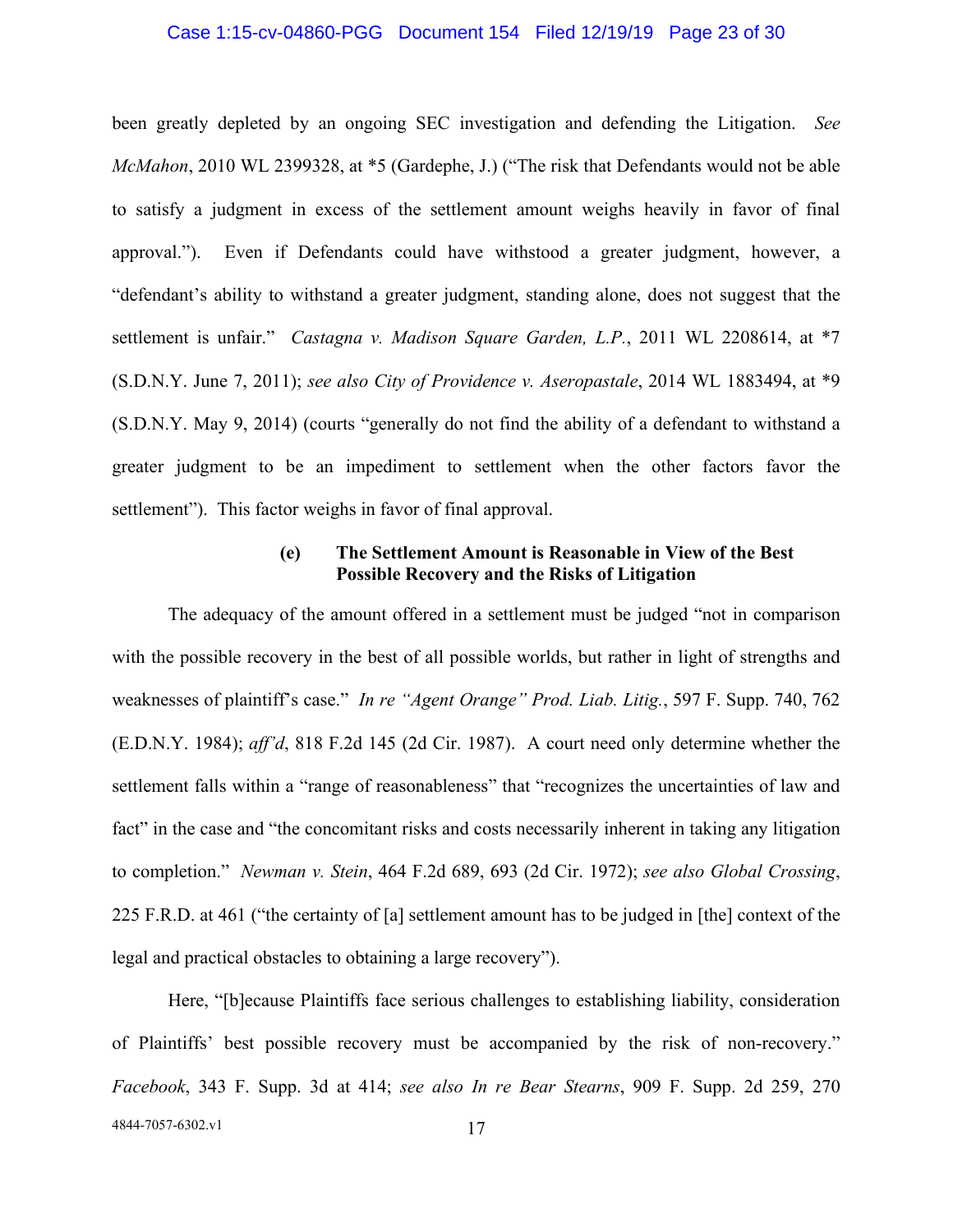been greatly depleted by an ongoing SEC investigation and defending the Litigation. *See McMahon*, 2010 WL 2399328, at *5 (Gardephe, J.) ("The risk that Defendants would not be able to satisfy a judgment in excess of the settlement amount weighs heavily in favor of final approval."). Even if Defendants could have withstood a greater judgment, however, a "defendant's ability to withstand a greater judgment, standing alone, does not suggest that the settlement is unfair." *Castagna v. Madison Square Garden, L.P.*, 2011 WL 2208614, at *7 (S.D.N.Y. June 7, 2011); *see also City of Providence v. Aeropostale*, 2014 WL 1883494, at *9 (S.D.N.Y. May 9, 2014) (courts "generally do not find the ability of a defendant to withstand a greater judgment to be an impediment to settlement when the other factors favor the settlement"). This factor weighs in favor of final approval.

#### (e) The Settlement Amount is Reasonable in View of the Best Possible Recovery and the Risks of Litigation

The adequacy of the amount offered in a settlement must be judged "not in comparison with the possible recovery in the best of all possible worlds, but rather in light of strengths and weaknesses of plaintiff's case." *In re "Agent Orange" Prod. Liab. Litig.*, 597 F. Supp. 740, 762 (E.D.N.Y. 1984); *aff'd*, 818 F.2d 145 (2d Cir. 1987). A court need only determine whether the settlement falls within a "range of reasonableness" that "recognizes the uncertainties of law and fact" in the case and "the concomitant risks and costs necessarily inherent in taking any litigation to completion." *Newman v. Stein*, 464 F.2d 689, 693 (2d Cir. 1972); *see also Global Crossing*, 225 F.R.D. at 461 ("the certainty of [a] settlement amount has to be judged in [the] context of the legal and practical obstacles to obtaining a large recovery").

Here, "[b]ecause Plaintiffs face serious challenges to establishing liability, consideration of Plaintiffs' best possible recovery must be accompanied by the risk of non-recovery." *Facebook*, 343 F. Supp. 3d at 414; *see also In re Bear Stearns*, 909 F. Supp. 2d 259, 270

4844-7057-6302.v1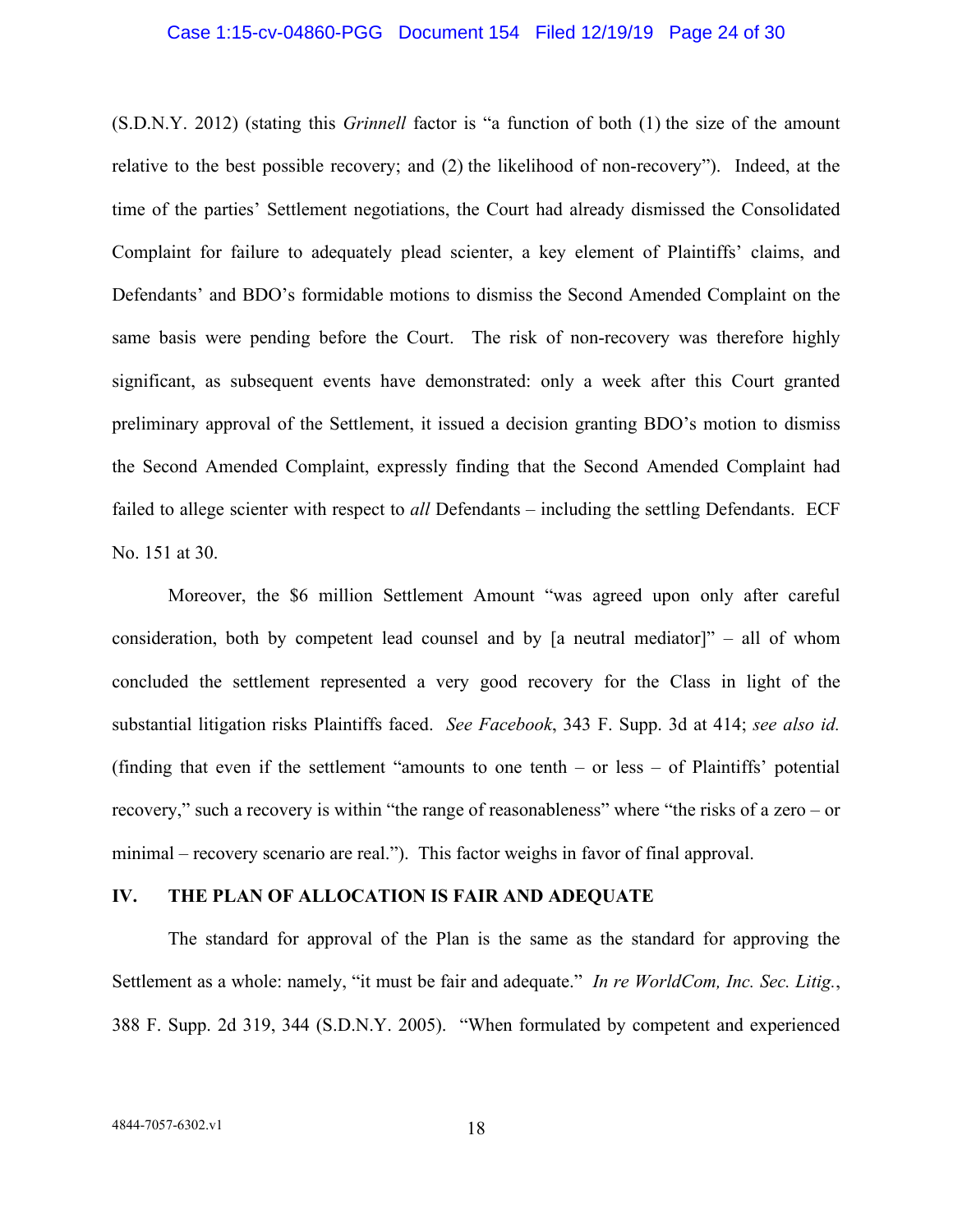(S.D.N.Y. 2012) (stating this *Grinnell* factor is "a function of both (1) the size of the amount relative to the best possible recovery; and (2) the likelihood of non-recovery"). Indeed, at the time of the parties' Settlement negotiations, the Court had already dismissed the Consolidated Complaint for failure to adequately plead scienter, a key element of Plaintiffs' claims, and Defendants' and BDO's formidable motions to dismiss the Second Amended Complaint on the same basis were pending before the Court. The risk of non-recovery was therefore highly significant, as subsequent events have demonstrated: only a week after this Court granted preliminary approval of the Settlement, it issued a decision granting BDO's motion to dismiss the Second Amended Complaint, expressly finding that the Second Amended Complaint had failed to allege scienter with respect to *all* Defendants – including the settling Defendants. ECF No. 151 at 30.

Moreover, the $6 million Settlement Amount "was agreed upon only after careful consideration, both by competent lead counsel and by [a neutral mediator]" – all of whom concluded the settlement represented a very good recovery for the Class in light of the substantial litigation risks Plaintiffs faced. *See Facebook*, 343 F. Supp. 3d at 414; *see also id.* (finding that even if the settlement "amounts to one tenth – or less – of Plaintiffs' potential recovery," such a recovery is within "the range of reasonableness" where "the risks of a zero – or minimal – recovery scenario are real."). This factor weighs in favor of final approval.

## IV. THE PLAN OF ALLOCATION IS FAIR AND ADEQUATE

The standard for approval of the Plan is the same as the standard for approving the Settlement as a whole: namely, "it must be fair and adequate." *In re WorldCom, Inc. Sec. Litig.*, 388 F. Supp. 2d 319, 344 (S.D.N.Y. 2005). "When formulated by competent and experienced

4844-7057-6302.v1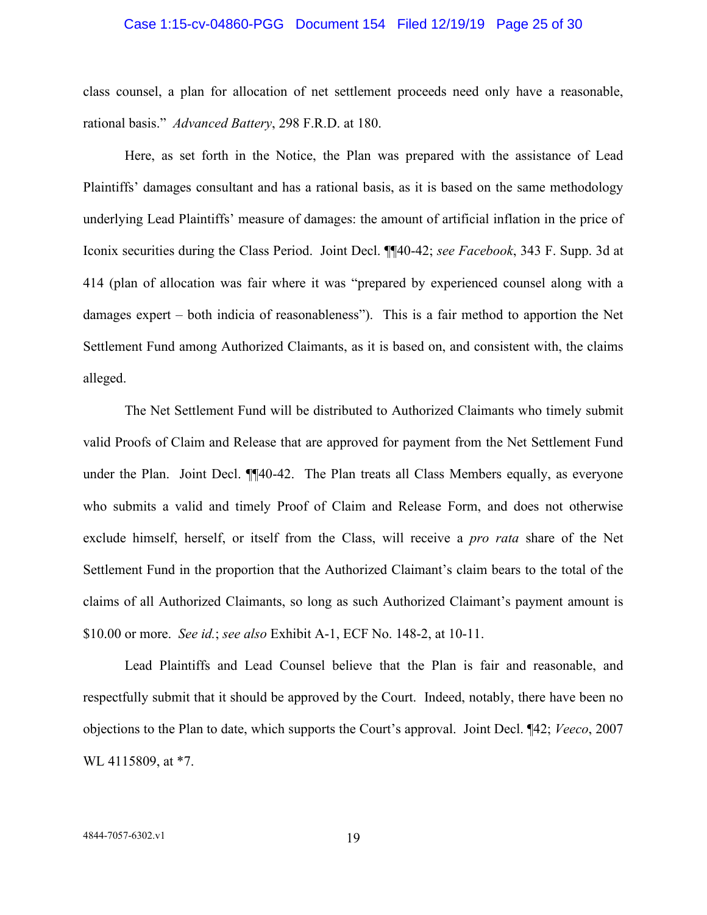class counsel, a plan for allocation of net settlement proceeds need only have a reasonable, rational basis." *Advanced Battery*, 298 F.R.D. at 180.

Here, as set forth in the Notice, the Plan was prepared with the assistance of Lead Plaintiffs' damages consultant and has a rational basis, as it is based on the same methodology underlying Lead Plaintiffs' measure of damages: the amount of artificial inflation in the price of Iconix securities during the Class Period. Joint Decl. ¶¶40-42; *see Facebook*, 343 F. Supp. 3d at 414 (plan of allocation was fair where it was "prepared by experienced counsel along with a damages expert – both indicia of reasonableness"). This is a fair method to apportion the Net Settlement Fund among Authorized Claimants, as it is based on, and consistent with, the claims alleged.

The Net Settlement Fund will be distributed to Authorized Claimants who timely submit valid Proofs of Claim and Release that are approved for payment from the Net Settlement Fund under the Plan. Joint Decl. ¶¶40-42. The Plan treats all Class Members equally, as everyone who submits a valid and timely Proof of Claim and Release Form, and does not otherwise exclude himself, herself, or itself from the Class, will receive a *pro rata* share of the Net Settlement Fund in the proportion that the Authorized Claimant's claim bears to the total of the claims of all Authorized Claimants, so long as such Authorized Claimant's payment amount is $10.00 or more. *See id.*; *see also* Exhibit A-1, ECF No. 148-2, at 10-11.

Lead Plaintiffs and Lead Counsel believe that the Plan is fair and reasonable, and respectfully submit that it should be approved by the Court. Indeed, notably, there have been no objections to the Plan to date, which supports the Court's approval. Joint Decl. ¶42; *Veeco*, 2007 WL 4115809, at *7.

4844-7057-6302.v1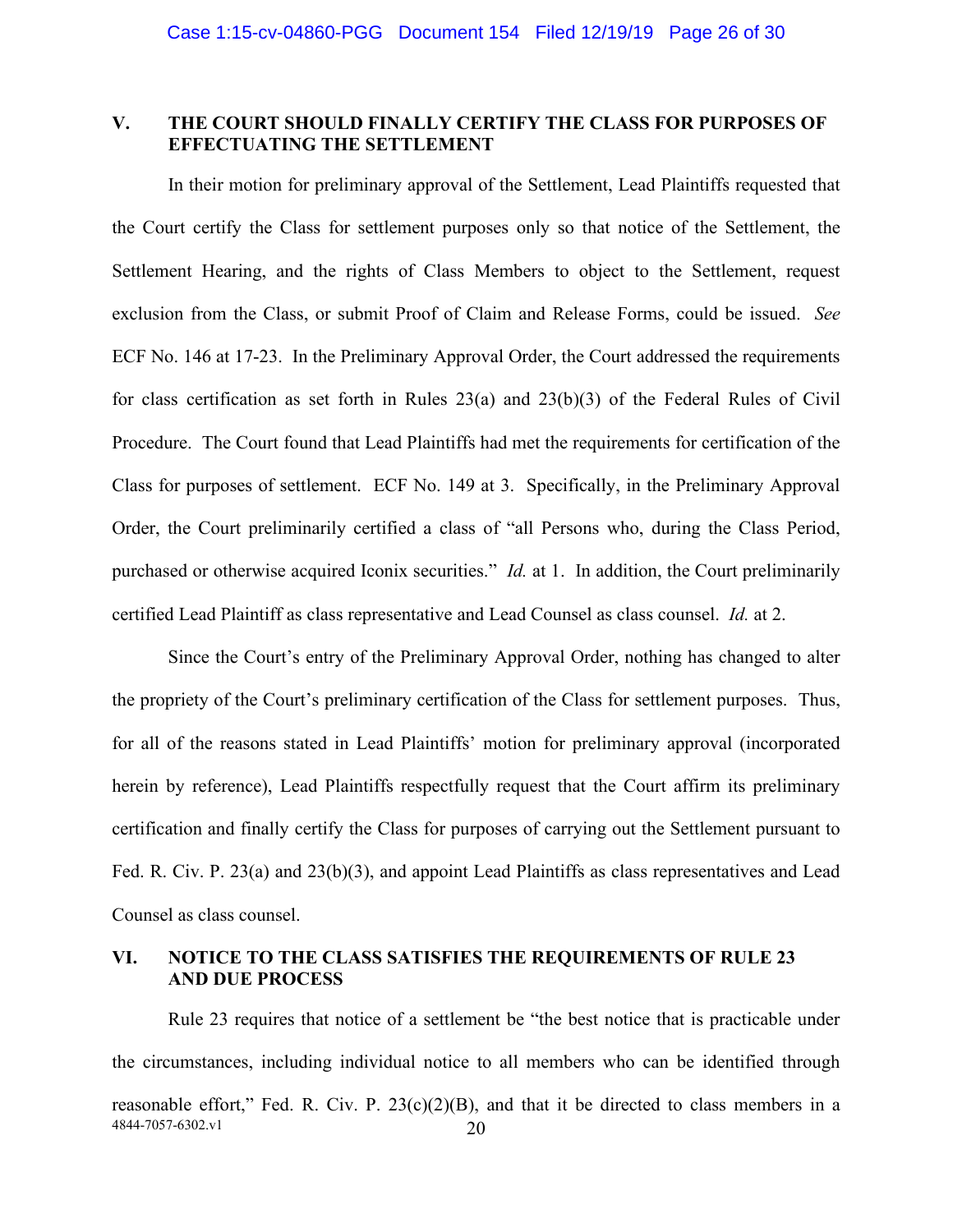## V. THE COURT SHOULD FINALLY CERTIFY THE CLASS FOR PURPOSES OF EFFECTUATING THE SETTLEMENT

In their motion for preliminary approval of the Settlement, Lead Plaintiffs requested that the Court certify the Class for settlement purposes only so that notice of the Settlement, the Settlement Hearing, and the rights of Class Members to object to the Settlement, request exclusion from the Class, or submit Proof of Claim and Release Forms, could be issued. *See* ECF No. 146 at 17-23. In the Preliminary Approval Order, the Court addressed the requirements for class certification as set forth in Rules 23(a) and 23(b)(3) of the Federal Rules of Civil Procedure. The Court found that Lead Plaintiffs had met the requirements for certification of the Class for purposes of settlement. ECF No. 149 at 3. Specifically, in the Preliminary Approval Order, the Court preliminarily certified a class of "all Persons who, during the Class Period, purchased or otherwise acquired Iconix securities." *Id.* at 1. In addition, the Court preliminarily certified Lead Plaintiff as class representative and Lead Counsel as class counsel. *Id.* at 2.

Since the Court's entry of the Preliminary Approval Order, nothing has changed to alter the propriety of the Court's preliminary certification of the Class for settlement purposes. Thus, for all of the reasons stated in Lead Plaintiffs' motion for preliminary approval (incorporated herein by reference), Lead Plaintiffs respectfully request that the Court affirm its preliminary certification and finally certify the Class for purposes of carrying out the Settlement pursuant to Fed. R. Civ. P. 23(a) and 23(b)(3), and appoint Lead Plaintiffs as class representatives and Lead Counsel as class counsel.

## VI. NOTICE TO THE CLASS SATISFIES THE REQUIREMENTS OF RULE 23 AND DUE PROCESS

Rule 23 requires that notice of a settlement be "the best notice that is practicable under the circumstances, including individual notice to all members who can be identified through reasonable effort," Fed. R. Civ. P. 23(c)(2)(B), and that it be directed to class members in a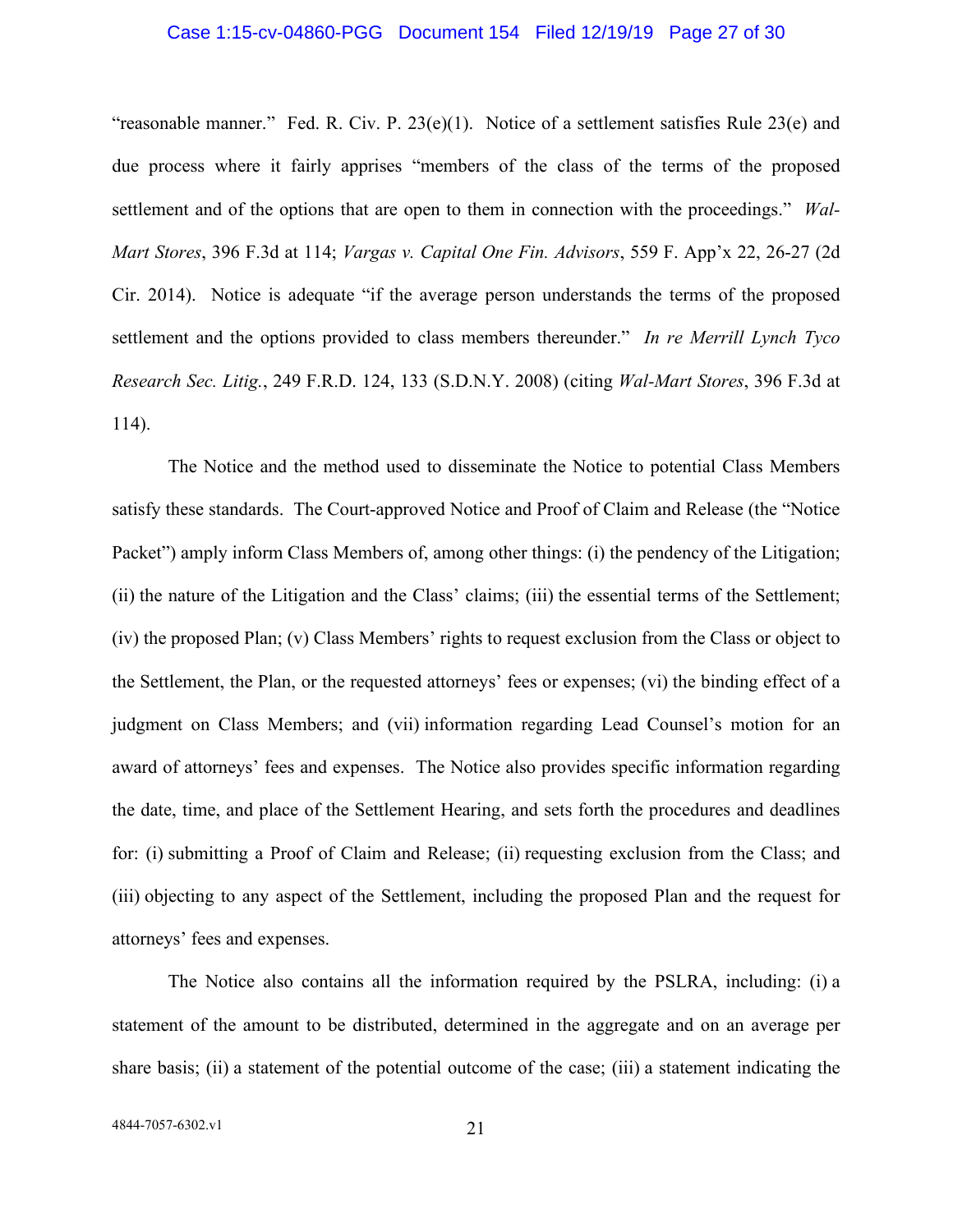"reasonable manner." Fed. R. Civ. P. 23(e)(1). Notice of a settlement satisfies Rule 23(e) and due process where it fairly apprises "members of the class of the terms of the proposed settlement and of the options that are open to them in connection with the proceedings." *Wal-Mart Stores*, 396 F.3d at 114; *Vargas v. Capital One Fin. Advisors*, 559 F. App'x 22, 26-27 (2d Cir. 2014). Notice is adequate "if the average person understands the terms of the proposed settlement and the options provided to class members thereunder." *In re Merrill Lynch Tyco Research Sec. Litig.*, 249 F.R.D. 124, 133 (S.D.N.Y. 2008) (citing *Wal-Mart Stores*, 396 F.3d at 114).

The Notice and the method used to disseminate the Notice to potential Class Members satisfy these standards. The Court-approved Notice and Proof of Claim and Release (the "Notice Packet") amply inform Class Members of, among other things: (i) the pendency of the Litigation; (ii) the nature of the Litigation and the Class' claims; (iii) the essential terms of the Settlement; (iv) the proposed Plan; (v) Class Members' rights to request exclusion from the Class or object to the Settlement, the Plan, or the requested attorneys' fees or expenses; (vi) the binding effect of a judgment on Class Members; and (vii) information regarding Lead Counsel's motion for an award of attorneys' fees and expenses. The Notice also provides specific information regarding the date, time, and place of the Settlement Hearing, and sets forth the procedures and deadlines for: (i) submitting a Proof of Claim and Release; (ii) requesting exclusion from the Class; and (iii) objecting to any aspect of the Settlement, including the proposed Plan and the request for attorneys' fees and expenses.

The Notice also contains all the information required by the PSLRA, including: (i) a statement of the amount to be distributed, determined in the aggregate and on an average per share basis; (ii) a statement of the potential outcome of the case; (iii) a statement indicating the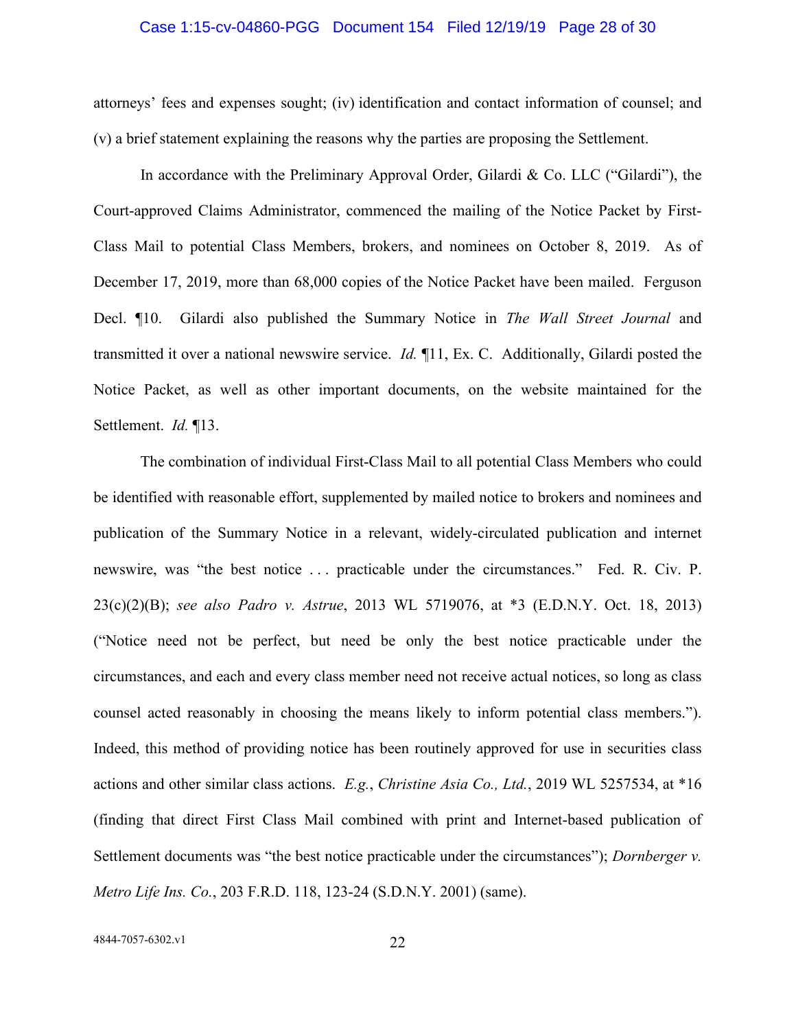attorneys' fees and expenses sought; (iv) identification and contact information of counsel; and (v) a brief statement explaining the reasons why the parties are proposing the Settlement.

In accordance with the Preliminary Approval Order, Gilardi & Co. LLC ("Gilardi"), the Court-approved Claims Administrator, commenced the mailing of the Notice Packet by First-Class Mail to potential Class Members, brokers, and nominees on October 8, 2019. As of December 17, 2019, more than 68,000 copies of the Notice Packet have been mailed. Ferguson Decl. ¶10. Gilardi also published the Summary Notice in *The Wall Street Journal* and transmitted it over a national newswire service. *Id.* ¶11, Ex. C. Additionally, Gilardi posted the Notice Packet, as well as other important documents, on the website maintained for the Settlement. *Id.* ¶13.

The combination of individual First-Class Mail to all potential Class Members who could be identified with reasonable effort, supplemented by mailed notice to brokers and nominees and publication of the Summary Notice in a relevant, widely-circulated publication and internet newswire, was "the best notice . . . practicable under the circumstances." Fed. R. Civ. P. 23(c)(2)(B); *see also Padro v. Astrue*, 2013 WL 5719076, at \*3 (E.D.N.Y. Oct. 18, 2013) ("Notice need not be perfect, but need be only the best notice practicable under the circumstances, and each and every class member need not receive actual notices, so long as class counsel acted reasonably in choosing the means likely to inform potential class members."). Indeed, this method of providing notice has been routinely approved for use in securities class actions and other similar class actions. *E.g.*, *Christine Asia Co., Ltd.*, 2019 WL 5257534, at \*16 (finding that direct First Class Mail combined with print and Internet-based publication of Settlement documents was "the best notice practicable under the circumstances"); *Dornberger v. Metro Life Ins. Co.*, 203 F.R.D. 118, 123-24 (S.D.N.Y. 2001) (same).

4844-7057-6302.v1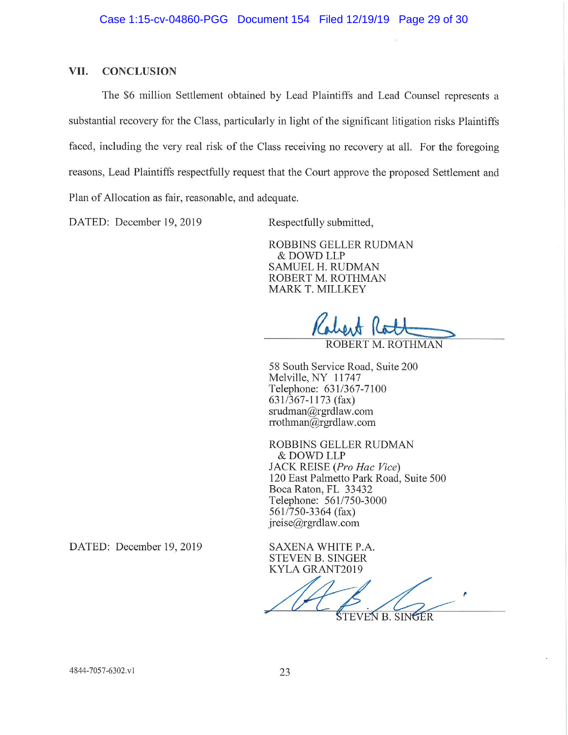## VII. CONCLUSION

The $6 million Settlement obtained by Lead Plaintiffs and Lead Counsel represents a substantial recovery for the Class, particularly in light of the significant litigation risks Plaintiffs faced, including the very real risk of the Class receiving no recovery at all. For the foregoing reasons, Lead Plaintiffs respectfully request that the Court approve the proposed Settlement and Plan of Allocation as fair, reasonable, and adequate.

DATED: December 19, 2019

Respectfully submitted,

ROBBINS GELLER RUDMAN
& DOWD LLP
SAMUEL H. RUDMAN
ROBERT M. ROTHMAN
MARK T. MILLKEY

ROBERT M. ROTHMAN

58 South Service Road, Suite 200
Melville, NY 11747
Telephone: 631/367-7100
631/367-1173 (fax)
srudman@rgrdlaw.com
rrothman@rgrdlaw.com

ROBBINS GELLER RUDMAN
& DOWD LLP
JACK REISE (*Pro Hac Vice*)
120 East Palmetto Park Road, Suite 500
Boca Raton, FL 33432
Telephone: 561/750-3000
561/750-3364 (fax)
jreise@rgrdlaw.com

DATED: December 19, 2019

SAXENA WHITE P.A.
STEVEN B. SINGER
KYLA GRANT2019

STEVEN B. SINGER

4844-7057-6302.v1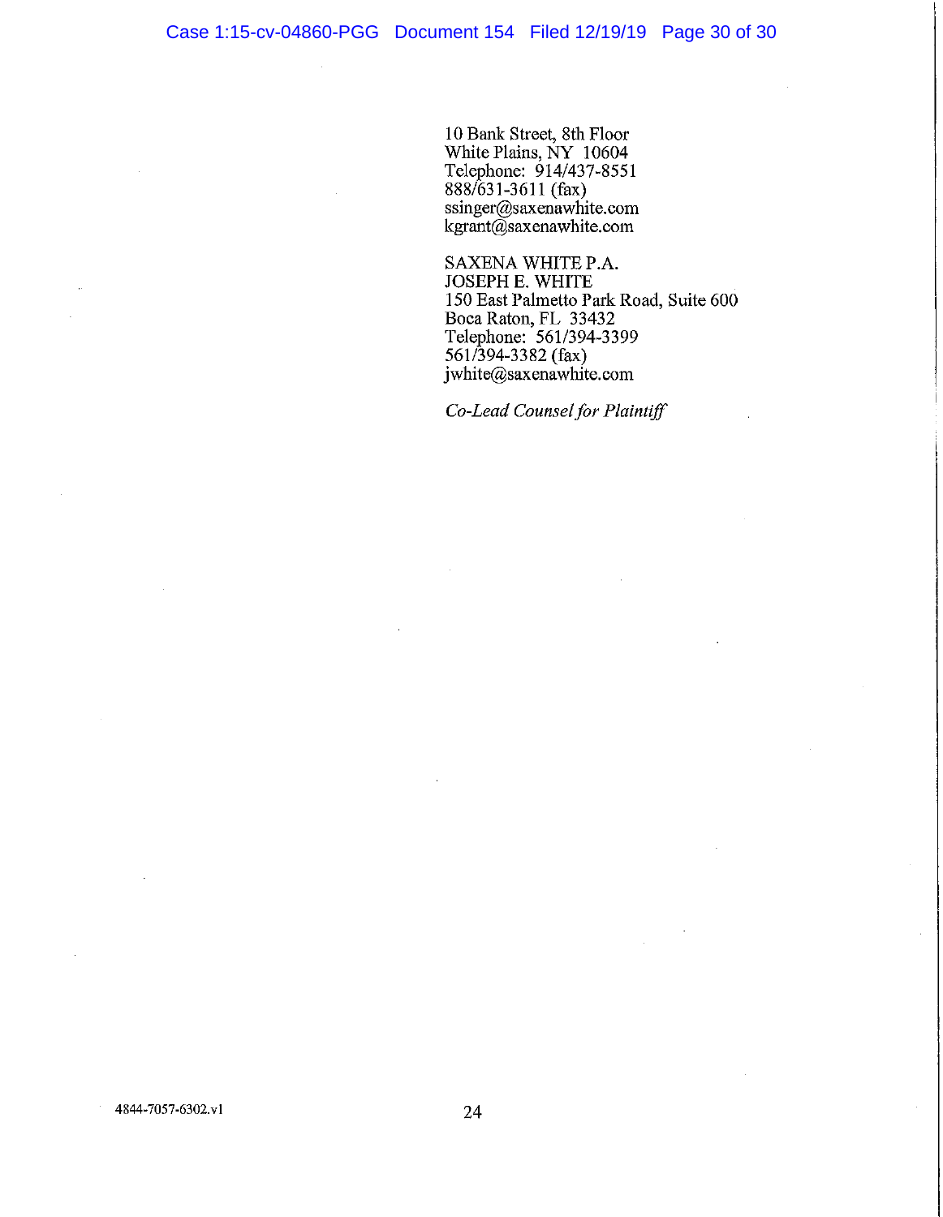10 Bank Street, 8th Floor
White Plains, NY 10604
Telephone: 914/437-8551
888/631-3611 (fax)
ssinger@saxenawhite.com
kgrant@saxenawhite.com

SAXENA WHITE P.A.
JOSEPH E. WHITE
150 East Palmetto Park Road, Suite 600
Boca Raton, FL 33432
Telephone: 561/394-3399
561/394-3382 (fax)
jwhite@saxenawhite.com

*Co-Lead Counsel for Plaintiff*

4844-7057-6302.v1